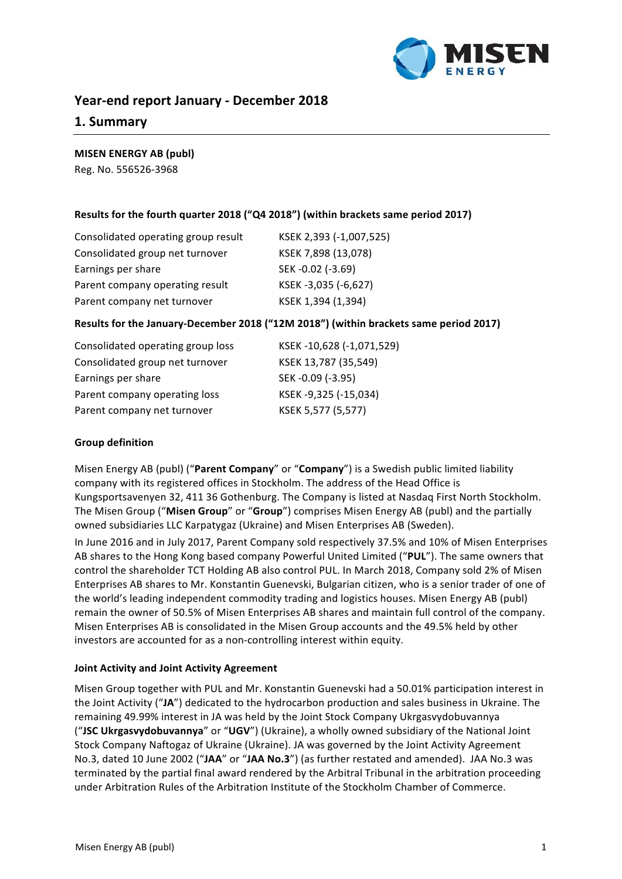# Year-end report January - December 2018

## 1. Summary

**MISEN ENERGY AB (publ)**
Reg. No. 556526-3968

**Results for the fourth quarter 2018 ("Q4 2018") (within brackets same period 2017)**

| | |
|---|---|
| Consolidated operating group result | KSEK 2,393 (-1,007,525) |
| Consolidated group net turnover | KSEK 7,898 (13,078) |
| Earnings per share | SEK -0.02 (-3.69) |
| Parent company operating result | KSEK -3,035 (-6,627) |
| Parent company net turnover | KSEK 1,394 (1,394) |

**Results for the January-December 2018 ("12M 2018") (within brackets same period 2017)**

| | |
|---|---|
| Consolidated operating group loss | KSEK -10,628 (-1,071,529) |
| Consolidated group net turnover | KSEK 13,787 (35,549) |
| Earnings per share | SEK -0.09 (-3.95) |
| Parent company operating loss | KSEK -9,325 (-15,034) |
| Parent company net turnover | KSEK 5,577 (5,577) |

**Group definition**

Misen Energy AB (publ) ("**Parent Company**" or "**Company**") is a Swedish public limited liability company with its registered offices in Stockholm. The address of the Head Office is Kungsportsavenyen 32, 411 36 Gothenburg. The Company is listed at Nasdaq First North Stockholm. The Misen Group ("**Misen Group**" or "**Group**") comprises Misen Energy AB (publ) and the partially owned subsidiaries LLC Karpatygaz (Ukraine) and Misen Enterprises AB (Sweden).

In June 2016 and in July 2017, Parent Company sold respectively 37.5% and 10% of Misen Enterprises AB shares to the Hong Kong based company Powerful United Limited ("**PUL**"). The same owners that control the shareholder TCT Holding AB also control PUL. In March 2018, Company sold 2% of Misen Enterprises AB shares to Mr. Konstantin Guenevski, Bulgarian citizen, who is a senior trader of one of the world's leading independent commodity trading and logistics houses. Misen Energy AB (publ) remain the owner of 50.5% of Misen Enterprises AB shares and maintain full control of the company. Misen Enterprises AB is consolidated in the Misen Group accounts and the 49.5% held by other investors are accounted for as a non-controlling interest within equity.

**Joint Activity and Joint Activity Agreement**

Misen Group together with PUL and Mr. Konstantin Guenevski had a 50.01% participation interest in the Joint Activity ("**JA**") dedicated to the hydrocarbon production and sales business in Ukraine. The remaining 49.99% interest in JA was held by the Joint Stock Company Ukrgasvydobuvannya ("**JSC Ukrgasvydobuvannya**" or "**UGV**") (Ukraine), a wholly owned subsidiary of the National Joint Stock Company Naftogaz of Ukraine (Ukraine). JA was governed by the Joint Activity Agreement No.3, dated 10 June 2002 ("**JAA**" or "**JAA No.3**") (as further restated and amended). JAA No.3 was terminated by the partial final award rendered by the Arbitral Tribunal in the arbitration proceeding under Arbitration Rules of the Arbitration Institute of the Stockholm Chamber of Commerce.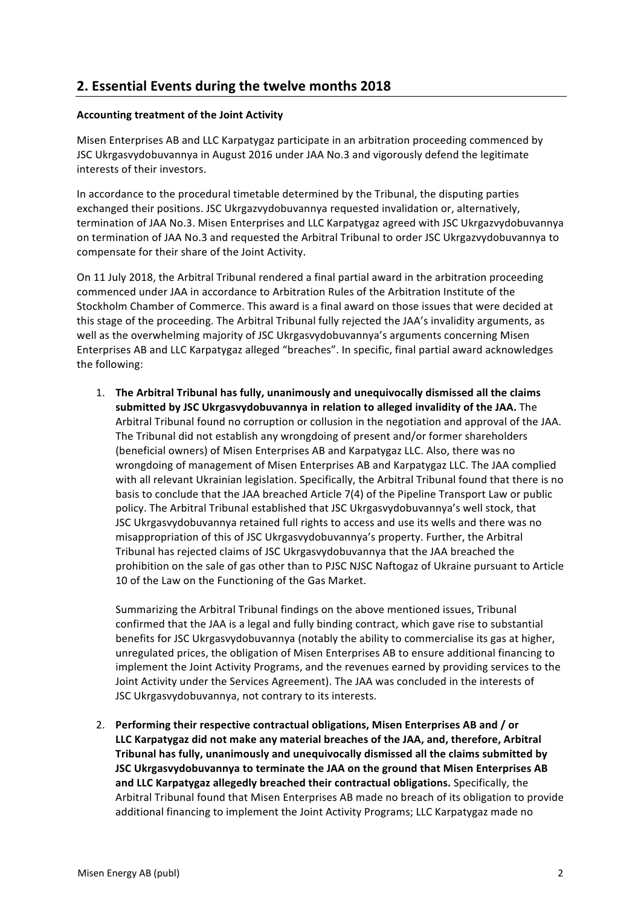## 2. Essential Events during the twelve months 2018

**Accounting treatment of the Joint Activity**

Misen Enterprises AB and LLC Karpatygaz participate in an arbitration proceeding commenced by JSC Ukrgasvydobuvannya in August 2016 under JAA No.3 and vigorously defend the legitimate interests of their investors.

In accordance to the procedural timetable determined by the Tribunal, the disputing parties exchanged their positions. JSC Ukrgazvydobuvannya requested invalidation or, alternatively, termination of JAA No.3. Misen Enterprises and LLC Karpatygaz agreed with JSC Ukrgazvydobuvannya on termination of JAA No.3 and requested the Arbitral Tribunal to order JSC Ukrgazvydobuvannya to compensate for their share of the Joint Activity.

On 11 July 2018, the Arbitral Tribunal rendered a final partial award in the arbitration proceeding commenced under JAA in accordance to Arbitration Rules of the Arbitration Institute of the Stockholm Chamber of Commerce. This award is a final award on those issues that were decided at this stage of the proceeding. The Arbitral Tribunal fully rejected the JAA's invalidity arguments, as well as the overwhelming majority of JSC Ukrgasvydobuvannya's arguments concerning Misen Enterprises AB and LLC Karpatygaz alleged "breaches". In specific, final partial award acknowledges the following:

1. **The Arbitral Tribunal has fully, unanimously and unequivocally dismissed all the claims submitted by JSC Ukrgasvydobuvannya in relation to alleged invalidity of the JAA.** The Arbitral Tribunal found no corruption or collusion in the negotiation and approval of the JAA. The Tribunal did not establish any wrongdoing of present and/or former shareholders (beneficial owners) of Misen Enterprises AB and Karpatygaz LLC. Also, there was no wrongdoing of management of Misen Enterprises AB and Karpatygaz LLC. The JAA complied with all relevant Ukrainian legislation. Specifically, the Arbitral Tribunal found that there is no basis to conclude that the JAA breached Article 7(4) of the Pipeline Transport Law or public policy. The Arbitral Tribunal established that JSC Ukrgasvydobuvannya's well stock, that JSC Ukrgasvydobuvannya retained full rights to access and use its wells and there was no misappropriation of this of JSC Ukrgasvydobuvannya's property. Further, the Arbitral Tribunal has rejected claims of JSC Ukrgasvydobuvannya that the JAA breached the prohibition on the sale of gas other than to PJSC NJSC Naftogaz of Ukraine pursuant to Article 10 of the Law on the Functioning of the Gas Market.

   Summarizing the Arbitral Tribunal findings on the above mentioned issues, Tribunal confirmed that the JAA is a legal and fully binding contract, which gave rise to substantial benefits for JSC Ukrgasvydobuvannya (notably the ability to commercialise its gas at higher, unregulated prices, the obligation of Misen Enterprises AB to ensure additional financing to implement the Joint Activity Programs, and the revenues earned by providing services to the Joint Activity under the Services Agreement). The JAA was concluded in the interests of JSC Ukrgasvydobuvannya, not contrary to its interests.

2. **Performing their respective contractual obligations, Misen Enterprises AB and / or LLC Karpatygaz did not make any material breaches of the JAA, and, therefore, Arbitral Tribunal has fully, unanimously and unequivocally dismissed all the claims submitted by JSC Ukrgasvydobuvannya to terminate the JAA on the ground that Misen Enterprises AB and LLC Karpatygaz allegedly breached their contractual obligations.** Specifically, the Arbitral Tribunal found that Misen Enterprises AB made no breach of its obligation to provide additional financing to implement the Joint Activity Programs; LLC Karpatygaz made no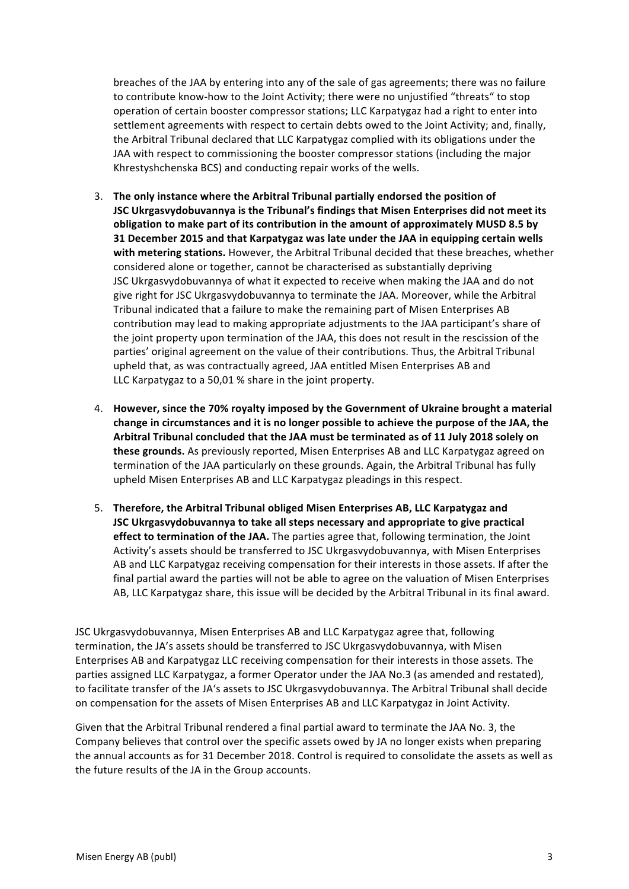breaches of the JAA by entering into any of the sale of gas agreements; there was no failure to contribute know-how to the Joint Activity; there were no unjustified "threats" to stop operation of certain booster compressor stations; LLC Karpatygaz had a right to enter into settlement agreements with respect to certain debts owed to the Joint Activity; and, finally, the Arbitral Tribunal declared that LLC Karpatygaz complied with its obligations under the JAA with respect to commissioning the booster compressor stations (including the major Khrestyshchenska BCS) and conducting repair works of the wells.

3. **The only instance where the Arbitral Tribunal partially endorsed the position of JSC Ukrgasvydobuvannya is the Tribunal's findings that Misen Enterprises did not meet its obligation to make part of its contribution in the amount of approximately MUSD 8.5 by 31 December 2015 and that Karpatygaz was late under the JAA in equipping certain wells with metering stations.** However, the Arbitral Tribunal decided that these breaches, whether considered alone or together, cannot be characterised as substantially depriving JSC Ukrgasvydobuvannya of what it expected to receive when making the JAA and do not give right for JSC Ukrgasvydobuvannya to terminate the JAA. Moreover, while the Arbitral Tribunal indicated that a failure to make the remaining part of Misen Enterprises AB contribution may lead to making appropriate adjustments to the JAA participant's share of the joint property upon termination of the JAA, this does not result in the rescission of the parties' original agreement on the value of their contributions. Thus, the Arbitral Tribunal upheld that, as was contractually agreed, JAA entitled Misen Enterprises AB and LLC Karpatygaz to a 50,01 % share in the joint property.

4. **However, since the 70% royalty imposed by the Government of Ukraine brought a material change in circumstances and it is no longer possible to achieve the purpose of the JAA, the Arbitral Tribunal concluded that the JAA must be terminated as of 11 July 2018 solely on these grounds.** As previously reported, Misen Enterprises AB and LLC Karpatygaz agreed on termination of the JAA particularly on these grounds. Again, the Arbitral Tribunal has fully upheld Misen Enterprises AB and LLC Karpatygaz pleadings in this respect.

5. **Therefore, the Arbitral Tribunal obliged Misen Enterprises AB, LLC Karpatygaz and JSC Ukrgasvydobuvannya to take all steps necessary and appropriate to give practical effect to termination of the JAA.** The parties agree that, following termination, the Joint Activity's assets should be transferred to JSC Ukrgasvydobuvannya, with Misen Enterprises AB and LLC Karpatygaz receiving compensation for their interests in those assets. If after the final partial award the parties will not be able to agree on the valuation of Misen Enterprises AB, LLC Karpatygaz share, this issue will be decided by the Arbitral Tribunal in its final award.

JSC Ukrgasvydobuvannya, Misen Enterprises AB and LLC Karpatygaz agree that, following termination, the JA's assets should be transferred to JSC Ukrgasvydobuvannya, with Misen Enterprises AB and Karpatygaz LLC receiving compensation for their interests in those assets. The parties assigned LLC Karpatygaz, a former Operator under the JAA No.3 (as amended and restated), to facilitate transfer of the JA's assets to JSC Ukrgasvydobuvannya. The Arbitral Tribunal shall decide on compensation for the assets of Misen Enterprises AB and LLC Karpatygaz in Joint Activity.

Given that the Arbitral Tribunal rendered a final partial award to terminate the JAA No. 3, the Company believes that control over the specific assets owed by JA no longer exists when preparing the annual accounts as for 31 December 2018. Control is required to consolidate the assets as well as the future results of the JA in the Group accounts.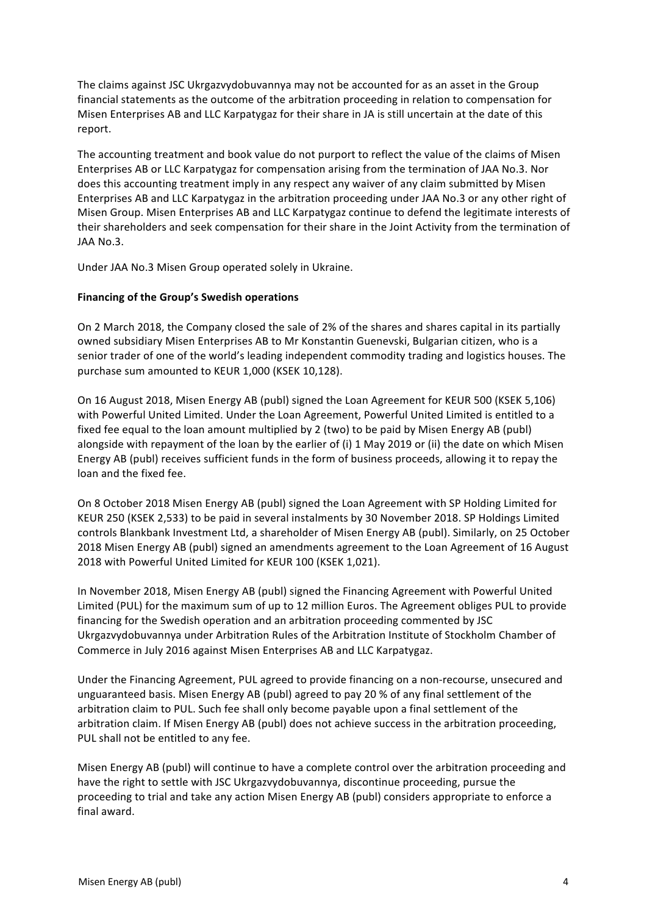The claims against JSC Ukrgazvydobuvannya may not be accounted for as an asset in the Group financial statements as the outcome of the arbitration proceeding in relation to compensation for Misen Enterprises AB and LLC Karpatygaz for their share in JA is still uncertain at the date of this report.

The accounting treatment and book value do not purport to reflect the value of the claims of Misen Enterprises AB or LLC Karpatygaz for compensation arising from the termination of JAA No.3. Nor does this accounting treatment imply in any respect any waiver of any claim submitted by Misen Enterprises AB and LLC Karpatygaz in the arbitration proceeding under JAA No.3 or any other right of Misen Group. Misen Enterprises AB and LLC Karpatygaz continue to defend the legitimate interests of their shareholders and seek compensation for their share in the Joint Activity from the termination of JAA No.3.

Under JAA No.3 Misen Group operated solely in Ukraine.

**Financing of the Group's Swedish operations**

On 2 March 2018, the Company closed the sale of 2% of the shares and shares capital in its partially owned subsidiary Misen Enterprises AB to Mr Konstantin Guenevski, Bulgarian citizen, who is a senior trader of one of the world's leading independent commodity trading and logistics houses. The purchase sum amounted to KEUR 1,000 (KSEK 10,128).

On 16 August 2018, Misen Energy AB (publ) signed the Loan Agreement for KEUR 500 (KSEK 5,106) with Powerful United Limited. Under the Loan Agreement, Powerful United Limited is entitled to a fixed fee equal to the loan amount multiplied by 2 (two) to be paid by Misen Energy AB (publ) alongside with repayment of the loan by the earlier of (i) 1 May 2019 or (ii) the date on which Misen Energy AB (publ) receives sufficient funds in the form of business proceeds, allowing it to repay the loan and the fixed fee.

On 8 October 2018 Misen Energy AB (publ) signed the Loan Agreement with SP Holding Limited for KEUR 250 (KSEK 2,533) to be paid in several instalments by 30 November 2018. SP Holdings Limited controls Blankbank Investment Ltd, a shareholder of Misen Energy AB (publ). Similarly, on 25 October 2018 Misen Energy AB (publ) signed an amendments agreement to the Loan Agreement of 16 August 2018 with Powerful United Limited for KEUR 100 (KSEK 1,021).

In November 2018, Misen Energy AB (publ) signed the Financing Agreement with Powerful United Limited (PUL) for the maximum sum of up to 12 million Euros. The Agreement obliges PUL to provide financing for the Swedish operation and an arbitration proceeding commented by JSC Ukrgazvydobuvannya under Arbitration Rules of the Arbitration Institute of Stockholm Chamber of Commerce in July 2016 against Misen Enterprises AB and LLC Karpatygaz.

Under the Financing Agreement, PUL agreed to provide financing on a non-recourse, unsecured and unguaranteed basis. Misen Energy AB (publ) agreed to pay 20 % of any final settlement of the arbitration claim to PUL. Such fee shall only become payable upon a final settlement of the arbitration claim. If Misen Energy AB (publ) does not achieve success in the arbitration proceeding, PUL shall not be entitled to any fee.

Misen Energy AB (publ) will continue to have a complete control over the arbitration proceeding and have the right to settle with JSC Ukrgazvydobuvannya, discontinue proceeding, pursue the proceeding to trial and take any action Misen Energy AB (publ) considers appropriate to enforce a final award.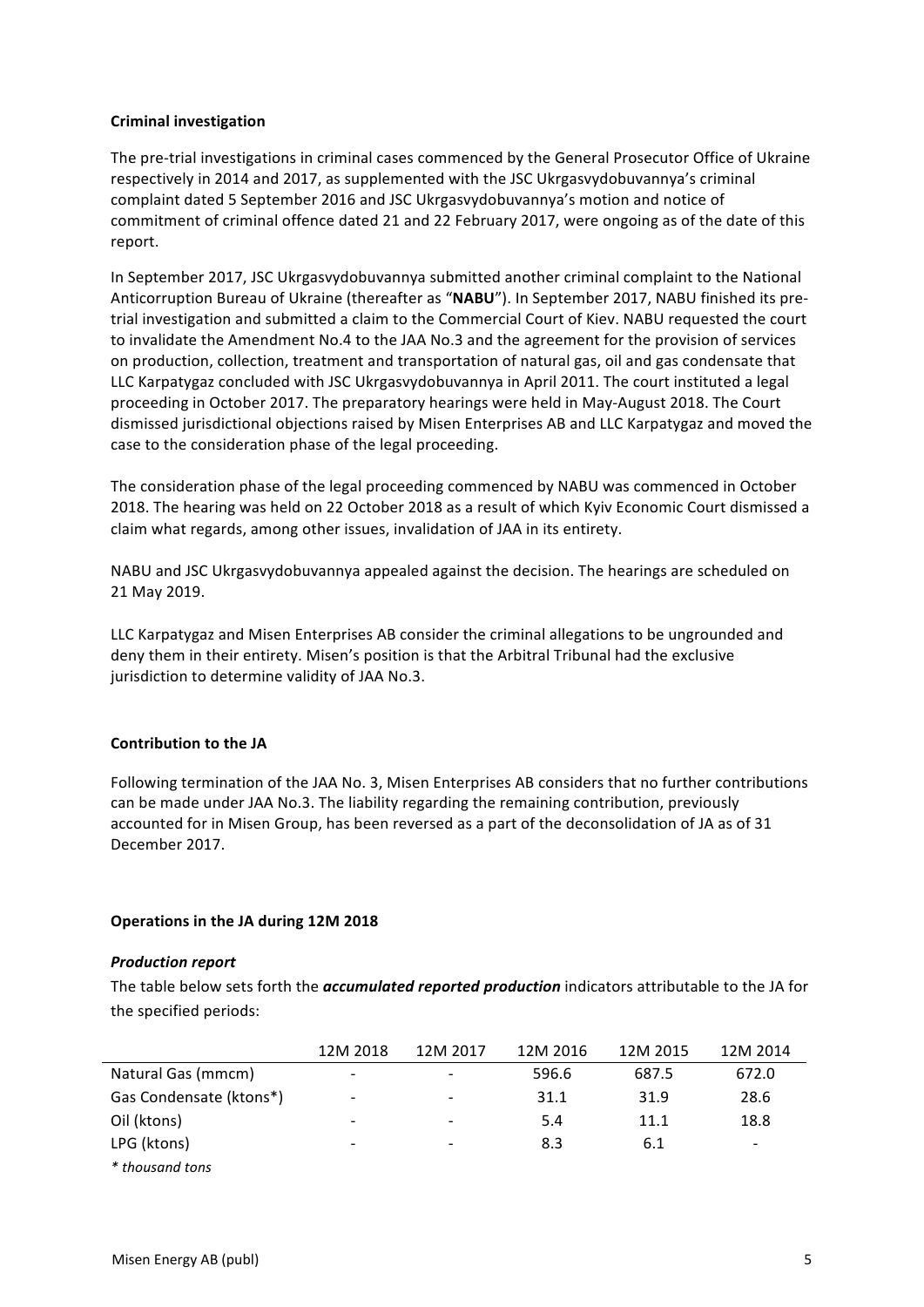**Criminal investigation**

The pre-trial investigations in criminal cases commenced by the General Prosecutor Office of Ukraine respectively in 2014 and 2017, as supplemented with the JSC Ukrgasvydobuvannya's criminal complaint dated 5 September 2016 and JSC Ukrgasvydobuvannya's motion and notice of commitment of criminal offence dated 21 and 22 February 2017, were ongoing as of the date of this report.

In September 2017, JSC Ukrgasvydobuvannya submitted another criminal complaint to the National Anticorruption Bureau of Ukraine (thereafter as "**NABU**"). In September 2017, NABU finished its pre-trial investigation and submitted a claim to the Commercial Court of Kiev. NABU requested the court to invalidate the Amendment No.4 to the JAA No.3 and the agreement for the provision of services on production, collection, treatment and transportation of natural gas, oil and gas condensate that LLC Karpatygaz concluded with JSC Ukrgasvydobuvannya in April 2011. The court instituted a legal proceeding in October 2017. The preparatory hearings were held in May-August 2018. The Court dismissed jurisdictional objections raised by Misen Enterprises AB and LLC Karpatygaz and moved the case to the consideration phase of the legal proceeding.

The consideration phase of the legal proceeding commenced by NABU was commenced in October 2018. The hearing was held on 22 October 2018 as a result of which Kyiv Economic Court dismissed a claim what regards, among other issues, invalidation of JAA in its entirety.

NABU and JSC Ukrgasvydobuvannya appealed against the decision. The hearings are scheduled on 21 May 2019.

LLC Karpatygaz and Misen Enterprises AB consider the criminal allegations to be ungrounded and deny them in their entirety. Misen's position is that the Arbitral Tribunal had the exclusive jurisdiction to determine validity of JAA No.3.

**Contribution to the JA**

Following termination of the JAA No. 3, Misen Enterprises AB considers that no further contributions can be made under JAA No.3. The liability regarding the remaining contribution, previously accounted for in Misen Group, has been reversed as a part of the deconsolidation of JA as of 31 December 2017.

**Operations in the JA during 12M 2018**

***Production report***

The table below sets forth the ***accumulated reported production*** indicators attributable to the JA for the specified periods:

| | 12M 2018 | 12M 2017 | 12M 2016 | 12M 2015 | 12M 2014 |
|---|---|---|---|---|---|
| Natural Gas (mmcm) | - | - | 596.6 | 687.5 | 672.0 |
| Gas Condensate (ktons*) | - | - | 31.1 | 31.9 | 28.6 |
| Oil (ktons) | - | - | 5.4 | 11.1 | 18.8 |
| LPG (ktons) | - | - | 8.3 | 6.1 | - |

*\* thousand tons*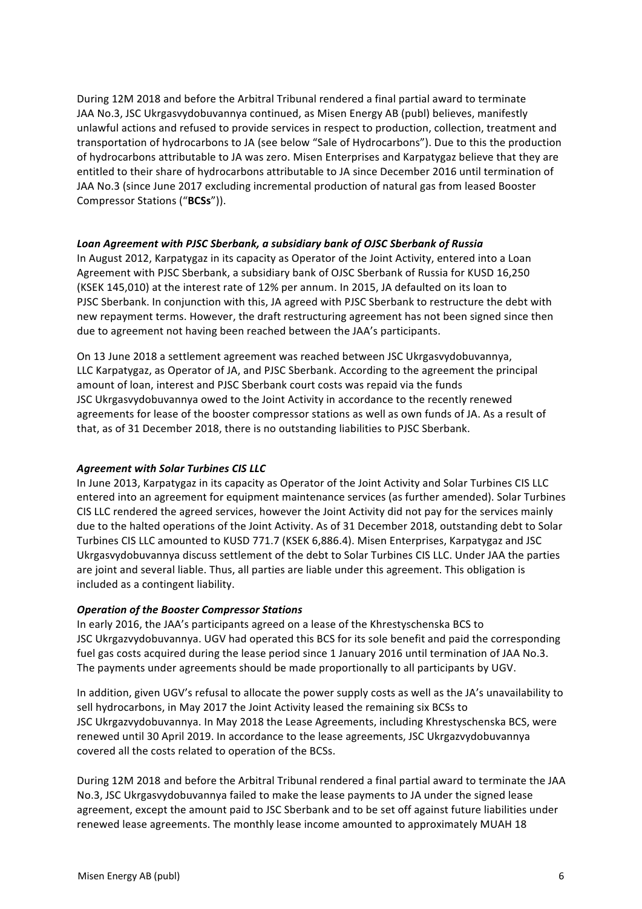During 12M 2018 and before the Arbitral Tribunal rendered a final partial award to terminate JAA No.3, JSC Ukrgasvydobuvannya continued, as Misen Energy AB (publ) believes, manifestly unlawful actions and refused to provide services in respect to production, collection, treatment and transportation of hydrocarbons to JA (see below "Sale of Hydrocarbons"). Due to this the production of hydrocarbons attributable to JA was zero. Misen Enterprises and Karpatygaz believe that they are entitled to their share of hydrocarbons attributable to JA since December 2016 until termination of JAA No.3 (since June 2017 excluding incremental production of natural gas from leased Booster Compressor Stations ("**BCSs**")).

***Loan Agreement with PJSC Sberbank, a subsidiary bank of OJSC Sberbank of Russia***

In August 2012, Karpatygaz in its capacity as Operator of the Joint Activity, entered into a Loan Agreement with PJSC Sberbank, a subsidiary bank of OJSC Sberbank of Russia for KUSD 16,250 (KSEK 145,010) at the interest rate of 12% per annum. In 2015, JA defaulted on its loan to PJSC Sberbank. In conjunction with this, JA agreed with PJSC Sberbank to restructure the debt with new repayment terms. However, the draft restructuring agreement has not been signed since then due to agreement not having been reached between the JAA's participants.

On 13 June 2018 a settlement agreement was reached between JSC Ukrgasvydobuvannya, LLC Karpatygaz, as Operator of JA, and PJSC Sberbank. According to the agreement the principal amount of loan, interest and PJSC Sberbank court costs was repaid via the funds JSC Ukrgasvydobuvannya owed to the Joint Activity in accordance to the recently renewed agreements for lease of the booster compressor stations as well as own funds of JA. As a result of that, as of 31 December 2018, there is no outstanding liabilities to PJSC Sberbank.

***Agreement with Solar Turbines CIS LLC***

In June 2013, Karpatygaz in its capacity as Operator of the Joint Activity and Solar Turbines CIS LLC entered into an agreement for equipment maintenance services (as further amended). Solar Turbines CIS LLC rendered the agreed services, however the Joint Activity did not pay for the services mainly due to the halted operations of the Joint Activity. As of 31 December 2018, outstanding debt to Solar Turbines CIS LLC amounted to KUSD 771.7 (KSEK 6,886.4). Misen Enterprises, Karpatygaz and JSC Ukrgasvydobuvannya discuss settlement of the debt to Solar Turbines CIS LLC. Under JAA the parties are joint and several liable. Thus, all parties are liable under this agreement. This obligation is included as a contingent liability.

***Operation of the Booster Compressor Stations***

In early 2016, the JAA's participants agreed on a lease of the Khrestyschenska BCS to JSC Ukrgazvydobuvannya. UGV had operated this BCS for its sole benefit and paid the corresponding fuel gas costs acquired during the lease period since 1 January 2016 until termination of JAA No.3. The payments under agreements should be made proportionally to all participants by UGV.

In addition, given UGV's refusal to allocate the power supply costs as well as the JA's unavailability to sell hydrocarbons, in May 2017 the Joint Activity leased the remaining six BCSs to JSC Ukrgazvydobuvannya. In May 2018 the Lease Agreements, including Khrestyschenska BCS, were renewed until 30 April 2019. In accordance to the lease agreements, JSC Ukrgazvydobuvannya covered all the costs related to operation of the BCSs.

During 12M 2018 and before the Arbitral Tribunal rendered a final partial award to terminate the JAA No.3, JSC Ukrgasvydobuvannya failed to make the lease payments to JA under the signed lease agreement, except the amount paid to JSC Sberbank and to be set off against future liabilities under renewed lease agreements. The monthly lease income amounted to approximately MUAH 18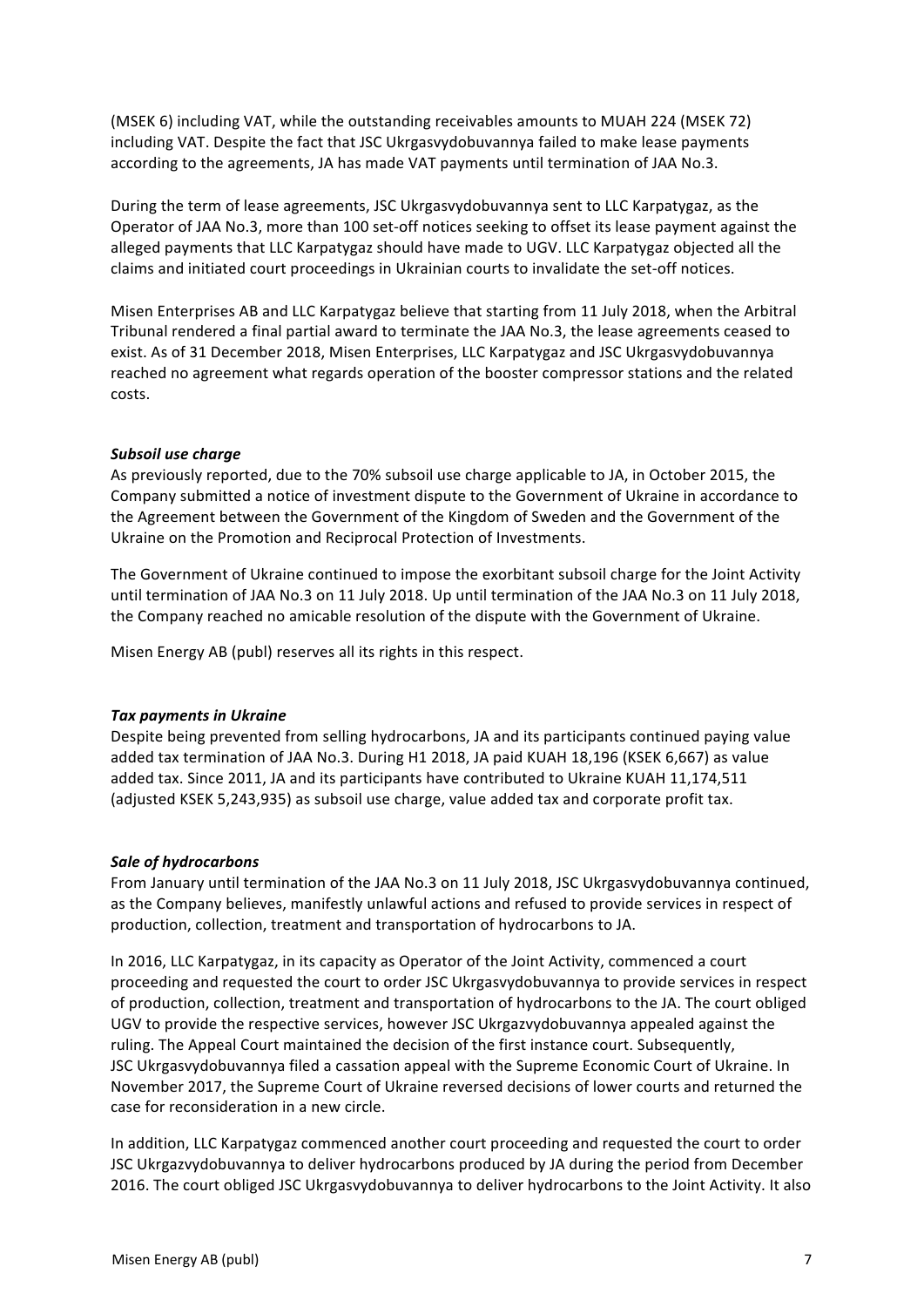(MSEK 6) including VAT, while the outstanding receivables amounts to MUAH 224 (MSEK 72) including VAT. Despite the fact that JSC Ukrgasvydobuvannya failed to make lease payments according to the agreements, JA has made VAT payments until termination of JAA No.3.

During the term of lease agreements, JSC Ukrgasvydobuvannya sent to LLC Karpatygaz, as the Operator of JAA No.3, more than 100 set-off notices seeking to offset its lease payment against the alleged payments that LLC Karpatygaz should have made to UGV. LLC Karpatygaz objected all the claims and initiated court proceedings in Ukrainian courts to invalidate the set-off notices.

Misen Enterprises AB and LLC Karpatygaz believe that starting from 11 July 2018, when the Arbitral Tribunal rendered a final partial award to terminate the JAA No.3, the lease agreements ceased to exist. As of 31 December 2018, Misen Enterprises, LLC Karpatygaz and JSC Ukrgasvydobuvannya reached no agreement what regards operation of the booster compressor stations and the related costs.

***Subsoil use charge***

As previously reported, due to the 70% subsoil use charge applicable to JA, in October 2015, the Company submitted a notice of investment dispute to the Government of Ukraine in accordance to the Agreement between the Government of the Kingdom of Sweden and the Government of the Ukraine on the Promotion and Reciprocal Protection of Investments.

The Government of Ukraine continued to impose the exorbitant subsoil charge for the Joint Activity until termination of JAA No.3 on 11 July 2018. Up until termination of the JAA No.3 on 11 July 2018, the Company reached no amicable resolution of the dispute with the Government of Ukraine.

Misen Energy AB (publ) reserves all its rights in this respect.

***Tax payments in Ukraine***

Despite being prevented from selling hydrocarbons, JA and its participants continued paying value added tax termination of JAA No.3. During H1 2018, JA paid KUAH 18,196 (KSEK 6,667) as value added tax. Since 2011, JA and its participants have contributed to Ukraine KUAH 11,174,511 (adjusted KSEK 5,243,935) as subsoil use charge, value added tax and corporate profit tax.

***Sale of hydrocarbons***

From January until termination of the JAA No.3 on 11 July 2018, JSC Ukrgasvydobuvannya continued, as the Company believes, manifestly unlawful actions and refused to provide services in respect of production, collection, treatment and transportation of hydrocarbons to JA.

In 2016, LLC Karpatygaz, in its capacity as Operator of the Joint Activity, commenced a court proceeding and requested the court to order JSC Ukrgasvydobuvannya to provide services in respect of production, collection, treatment and transportation of hydrocarbons to the JA. The court obliged UGV to provide the respective services, however JSC Ukrgazvydobuvannya appealed against the ruling. The Appeal Court maintained the decision of the first instance court. Subsequently, JSC Ukrgasvydobuvannya filed a cassation appeal with the Supreme Economic Court of Ukraine. In November 2017, the Supreme Court of Ukraine reversed decisions of lower courts and returned the case for reconsideration in a new circle.

In addition, LLC Karpatygaz commenced another court proceeding and requested the court to order JSC Ukrgazvydobuvannya to deliver hydrocarbons produced by JA during the period from December 2016. The court obliged JSC Ukrgasvydobuvannya to deliver hydrocarbons to the Joint Activity. It also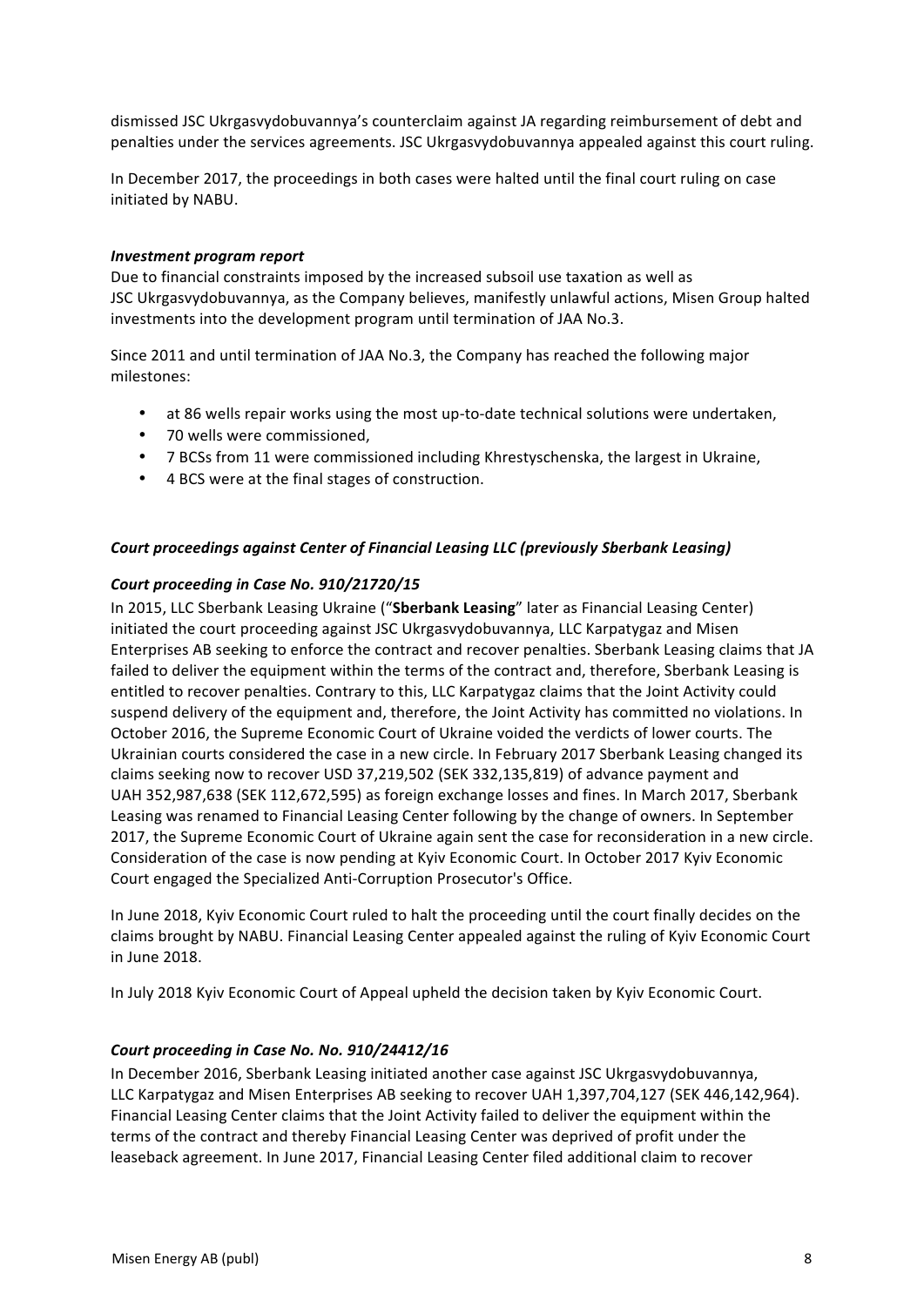dismissed JSC Ukrgasvydobuvannya's counterclaim against JA regarding reimbursement of debt and penalties under the services agreements. JSC Ukrgasvydobuvannya appealed against this court ruling.

In December 2017, the proceedings in both cases were halted until the final court ruling on case initiated by NABU.

***Investment program report***

Due to financial constraints imposed by the increased subsoil use taxation as well as JSC Ukrgasvydobuvannya, as the Company believes, manifestly unlawful actions, Misen Group halted investments into the development program until termination of JAA No.3.

Since 2011 and until termination of JAA No.3, the Company has reached the following major milestones:

- at 86 wells repair works using the most up-to-date technical solutions were undertaken,
- 70 wells were commissioned,
- 7 BCSs from 11 were commissioned including Khrestyschenska, the largest in Ukraine,
- 4 BCS were at the final stages of construction.

***Court proceedings against Center of Financial Leasing LLC (previously Sberbank Leasing)***

***Court proceeding in Case No. 910/21720/15***

In 2015, LLC Sberbank Leasing Ukraine ("**Sberbank Leasing**" later as Financial Leasing Center) initiated the court proceeding against JSC Ukrgasvydobuvannya, LLC Karpatygaz and Misen Enterprises AB seeking to enforce the contract and recover penalties. Sberbank Leasing claims that JA failed to deliver the equipment within the terms of the contract and, therefore, Sberbank Leasing is entitled to recover penalties. Contrary to this, LLC Karpatygaz claims that the Joint Activity could suspend delivery of the equipment and, therefore, the Joint Activity has committed no violations. In October 2016, the Supreme Economic Court of Ukraine voided the verdicts of lower courts. The Ukrainian courts considered the case in a new circle. In February 2017 Sberbank Leasing changed its claims seeking now to recover USD 37,219,502 (SEK 332,135,819) of advance payment and UAH 352,987,638 (SEK 112,672,595) as foreign exchange losses and fines. In March 2017, Sberbank Leasing was renamed to Financial Leasing Center following by the change of owners. In September 2017, the Supreme Economic Court of Ukraine again sent the case for reconsideration in a new circle. Consideration of the case is now pending at Kyiv Economic Court. In October 2017 Kyiv Economic Court engaged the Specialized Anti-Corruption Prosecutor's Office.

In June 2018, Kyiv Economic Court ruled to halt the proceeding until the court finally decides on the claims brought by NABU. Financial Leasing Center appealed against the ruling of Kyiv Economic Court in June 2018.

In July 2018 Kyiv Economic Court of Appeal upheld the decision taken by Kyiv Economic Court.

***Court proceeding in Case No. No. 910/24412/16***

In December 2016, Sberbank Leasing initiated another case against JSC Ukrgasvydobuvannya, LLC Karpatygaz and Misen Enterprises AB seeking to recover UAH 1,397,704,127 (SEK 446,142,964). Financial Leasing Center claims that the Joint Activity failed to deliver the equipment within the terms of the contract and thereby Financial Leasing Center was deprived of profit under the leaseback agreement. In June 2017, Financial Leasing Center filed additional claim to recover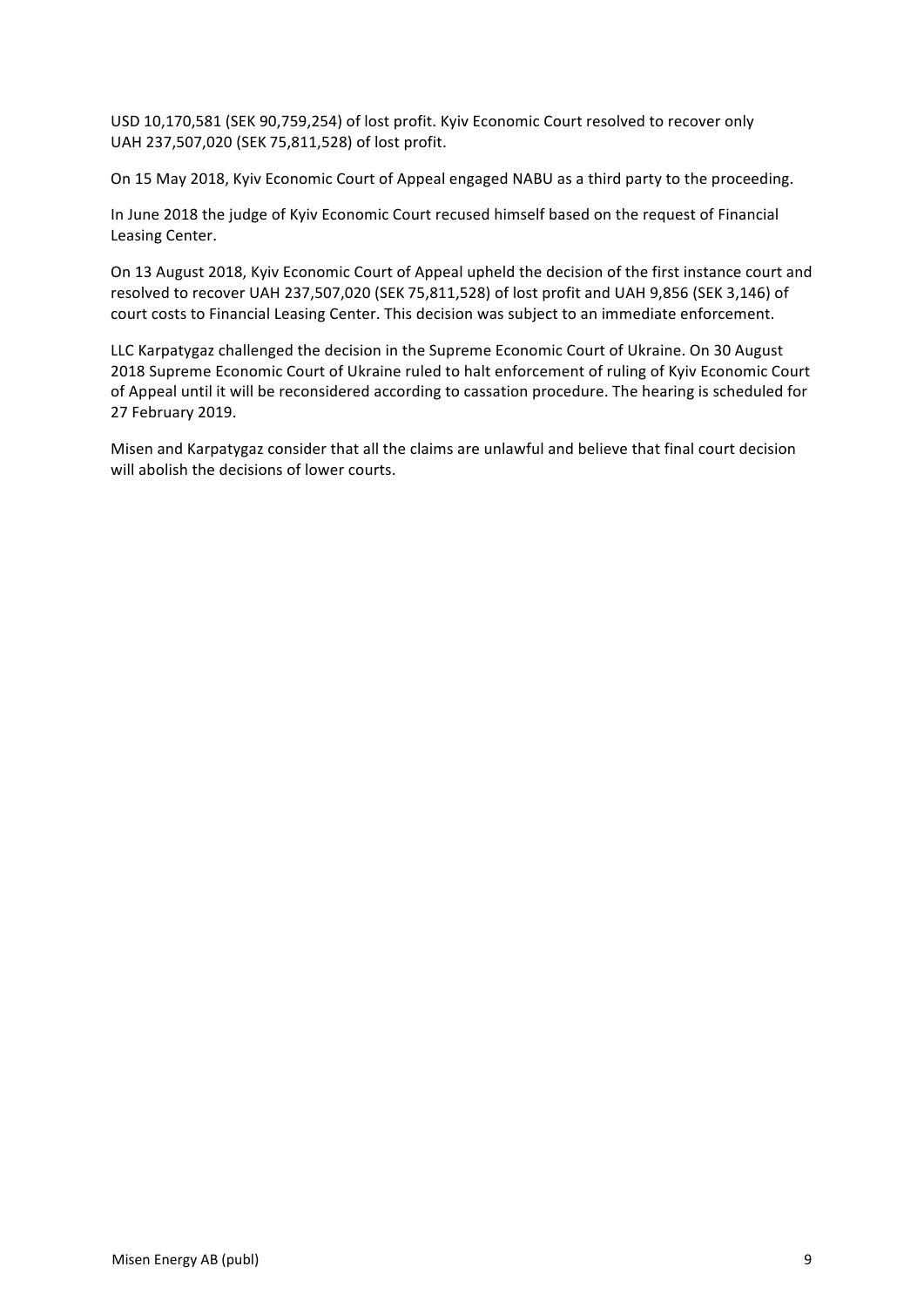USD 10,170,581 (SEK 90,759,254) of lost profit. Kyiv Economic Court resolved to recover only UAH 237,507,020 (SEK 75,811,528) of lost profit.

On 15 May 2018, Kyiv Economic Court of Appeal engaged NABU as a third party to the proceeding.

In June 2018 the judge of Kyiv Economic Court recused himself based on the request of Financial Leasing Center.

On 13 August 2018, Kyiv Economic Court of Appeal upheld the decision of the first instance court and resolved to recover UAH 237,507,020 (SEK 75,811,528) of lost profit and UAH 9,856 (SEK 3,146) of court costs to Financial Leasing Center. This decision was subject to an immediate enforcement.

LLC Karpatygaz challenged the decision in the Supreme Economic Court of Ukraine. On 30 August 2018 Supreme Economic Court of Ukraine ruled to halt enforcement of ruling of Kyiv Economic Court of Appeal until it will be reconsidered according to cassation procedure. The hearing is scheduled for 27 February 2019.

Misen and Karpatygaz consider that all the claims are unlawful and believe that final court decision will abolish the decisions of lower courts.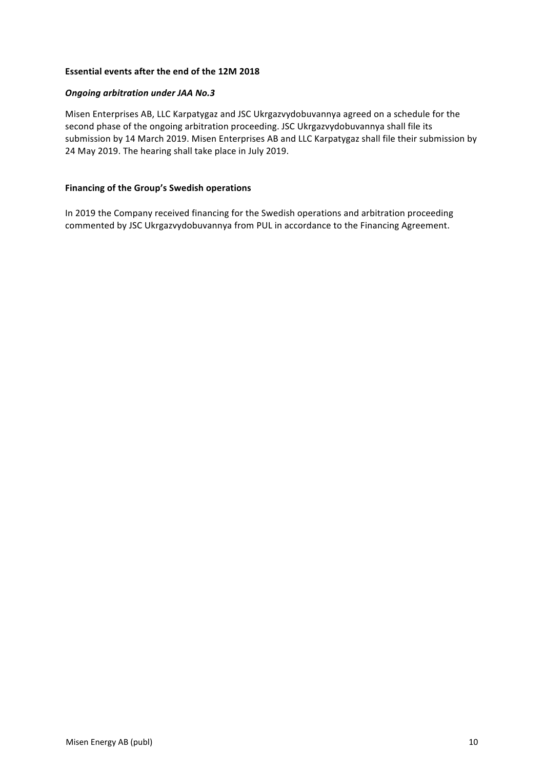**Essential events after the end of the 12M 2018**

***Ongoing arbitration under JAA No.3***

Misen Enterprises AB, LLC Karpatygaz and JSC Ukrgazvydobuvannya agreed on a schedule for the second phase of the ongoing arbitration proceeding. JSC Ukrgazvydobuvannya shall file its submission by 14 March 2019. Misen Enterprises AB and LLC Karpatygaz shall file their submission by 24 May 2019. The hearing shall take place in July 2019.

**Financing of the Group's Swedish operations**

In 2019 the Company received financing for the Swedish operations and arbitration proceeding commented by JSC Ukrgazvydobuvannya from PUL in accordance to the Financing Agreement.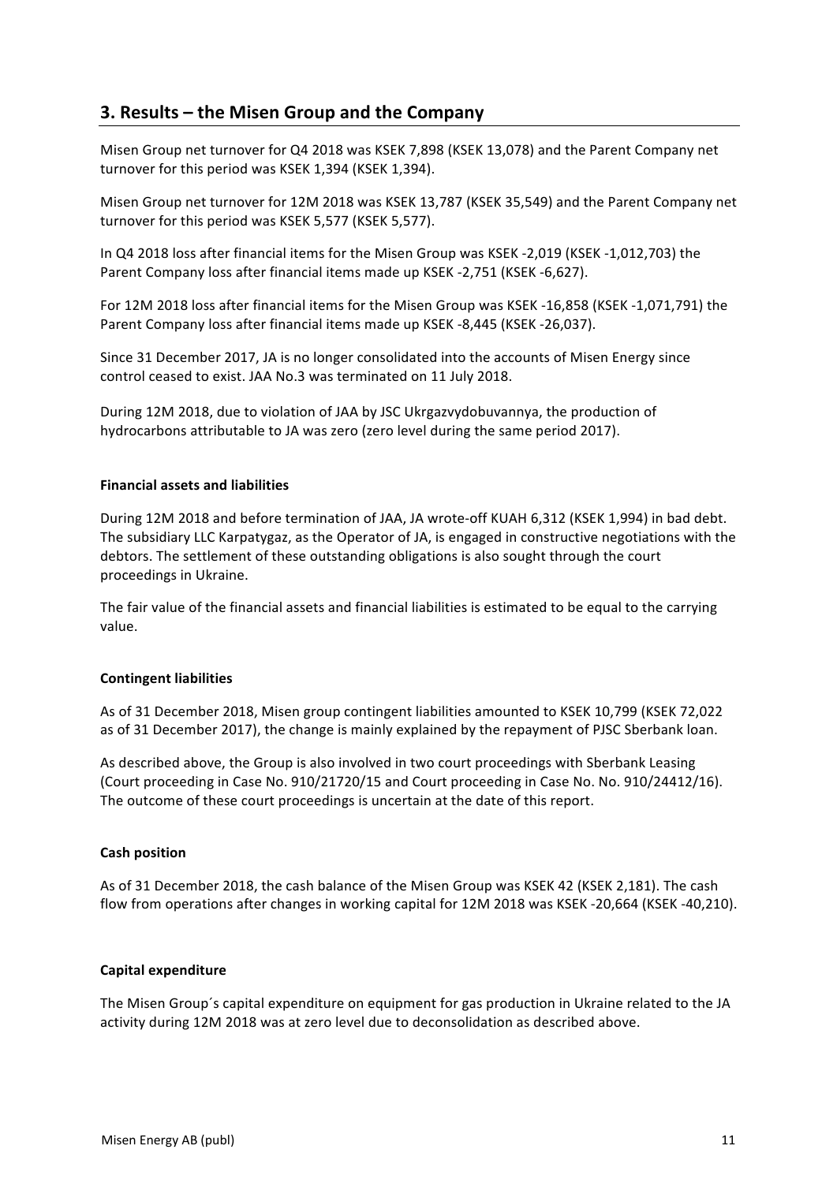## 3. Results – the Misen Group and the Company

Misen Group net turnover for Q4 2018 was KSEK 7,898 (KSEK 13,078) and the Parent Company net turnover for this period was KSEK 1,394 (KSEK 1,394).

Misen Group net turnover for 12M 2018 was KSEK 13,787 (KSEK 35,549) and the Parent Company net turnover for this period was KSEK 5,577 (KSEK 5,577).

In Q4 2018 loss after financial items for the Misen Group was KSEK -2,019 (KSEK -1,012,703) the Parent Company loss after financial items made up KSEK -2,751 (KSEK -6,627).

For 12M 2018 loss after financial items for the Misen Group was KSEK -16,858 (KSEK -1,071,791) the Parent Company loss after financial items made up KSEK -8,445 (KSEK -26,037).

Since 31 December 2017, JA is no longer consolidated into the accounts of Misen Energy since control ceased to exist. JAA No.3 was terminated on 11 July 2018.

During 12M 2018, due to violation of JAA by JSC Ukrgazvydobuvannya, the production of hydrocarbons attributable to JA was zero (zero level during the same period 2017).

**Financial assets and liabilities**

During 12M 2018 and before termination of JAA, JA wrote-off KUAH 6,312 (KSEK 1,994) in bad debt. The subsidiary LLC Karpatygaz, as the Operator of JA, is engaged in constructive negotiations with the debtors. The settlement of these outstanding obligations is also sought through the court proceedings in Ukraine.

The fair value of the financial assets and financial liabilities is estimated to be equal to the carrying value.

**Contingent liabilities**

As of 31 December 2018, Misen group contingent liabilities amounted to KSEK 10,799 (KSEK 72,022 as of 31 December 2017), the change is mainly explained by the repayment of PJSC Sberbank loan.

As described above, the Group is also involved in two court proceedings with Sberbank Leasing (Court proceeding in Case No. 910/21720/15 and Court proceeding in Case No. No. 910/24412/16). The outcome of these court proceedings is uncertain at the date of this report.

**Cash position**

As of 31 December 2018, the cash balance of the Misen Group was KSEK 42 (KSEK 2,181). The cash flow from operations after changes in working capital for 12M 2018 was KSEK -20,664 (KSEK -40,210).

**Capital expenditure**

The Misen Group´s capital expenditure on equipment for gas production in Ukraine related to the JA activity during 12M 2018 was at zero level due to deconsolidation as described above.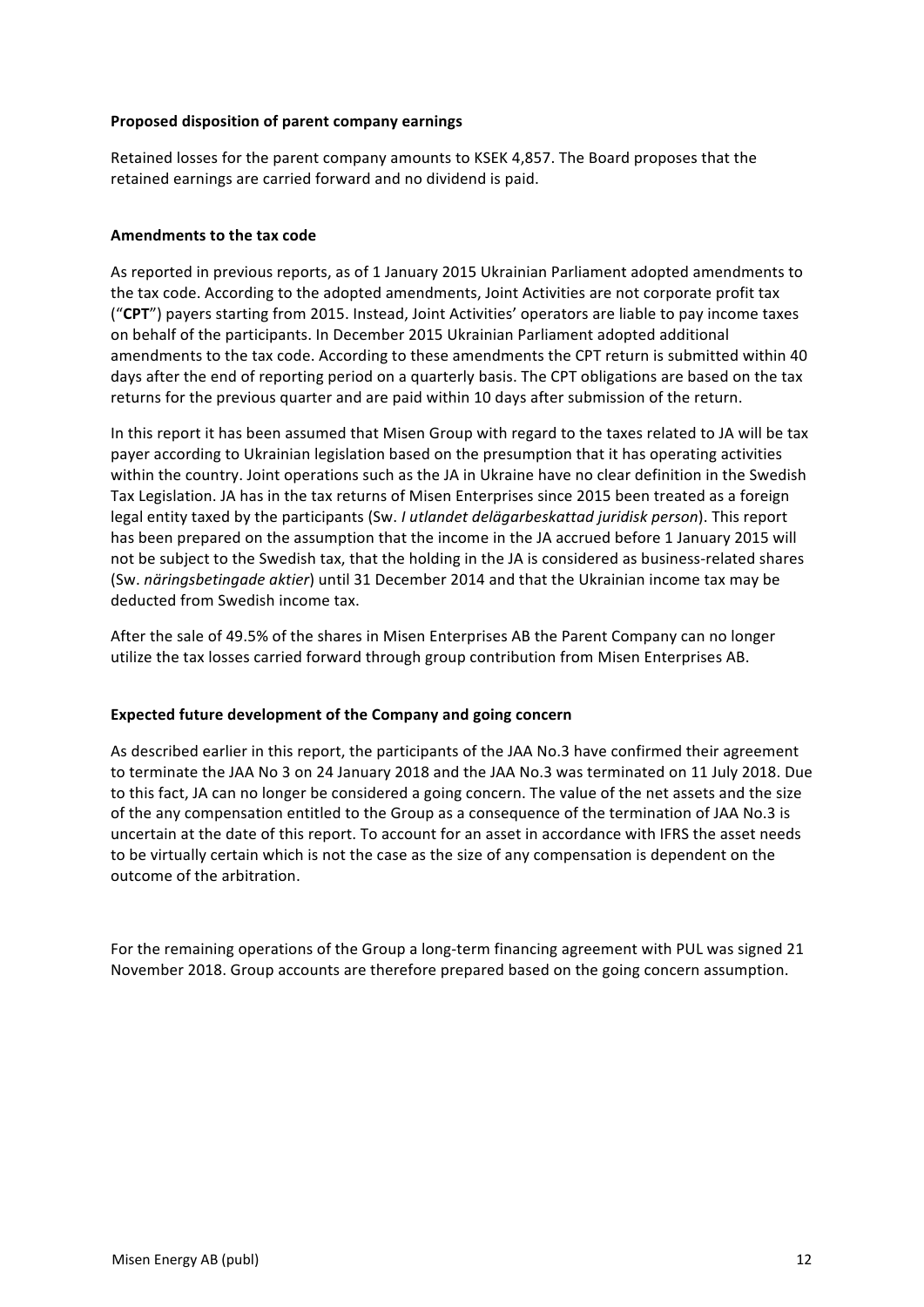**Proposed disposition of parent company earnings**

Retained losses for the parent company amounts to KSEK 4,857. The Board proposes that the retained earnings are carried forward and no dividend is paid.

**Amendments to the tax code**

As reported in previous reports, as of 1 January 2015 Ukrainian Parliament adopted amendments to the tax code. According to the adopted amendments, Joint Activities are not corporate profit tax ("**CPT**") payers starting from 2015. Instead, Joint Activities' operators are liable to pay income taxes on behalf of the participants. In December 2015 Ukrainian Parliament adopted additional amendments to the tax code. According to these amendments the CPT return is submitted within 40 days after the end of reporting period on a quarterly basis. The CPT obligations are based on the tax returns for the previous quarter and are paid within 10 days after submission of the return.

In this report it has been assumed that Misen Group with regard to the taxes related to JA will be tax payer according to Ukrainian legislation based on the presumption that it has operating activities within the country. Joint operations such as the JA in Ukraine have no clear definition in the Swedish Tax Legislation. JA has in the tax returns of Misen Enterprises since 2015 been treated as a foreign legal entity taxed by the participants (Sw. *I utlandet delägarbeskattad juridisk person*). This report has been prepared on the assumption that the income in the JA accrued before 1 January 2015 will not be subject to the Swedish tax, that the holding in the JA is considered as business-related shares (Sw. *näringsbetingade aktier*) until 31 December 2014 and that the Ukrainian income tax may be deducted from Swedish income tax.

After the sale of 49.5% of the shares in Misen Enterprises AB the Parent Company can no longer utilize the tax losses carried forward through group contribution from Misen Enterprises AB.

**Expected future development of the Company and going concern**

As described earlier in this report, the participants of the JAA No.3 have confirmed their agreement to terminate the JAA No 3 on 24 January 2018 and the JAA No.3 was terminated on 11 July 2018. Due to this fact, JA can no longer be considered a going concern. The value of the net assets and the size of the any compensation entitled to the Group as a consequence of the termination of JAA No.3 is uncertain at the date of this report. To account for an asset in accordance with IFRS the asset needs to be virtually certain which is not the case as the size of any compensation is dependent on the outcome of the arbitration.

For the remaining operations of the Group a long-term financing agreement with PUL was signed 21 November 2018. Group accounts are therefore prepared based on the going concern assumption.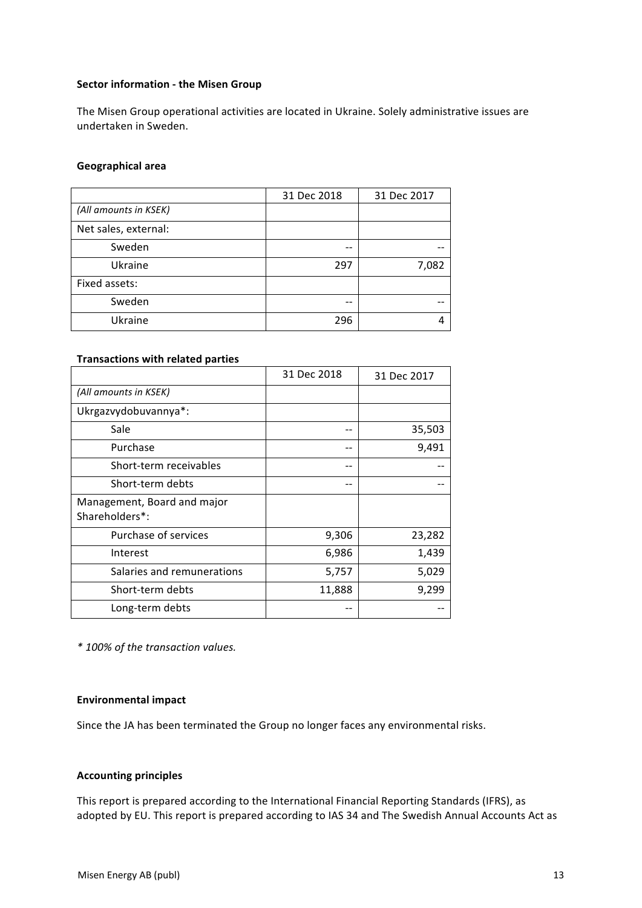**Sector information - the Misen Group**

The Misen Group operational activities are located in Ukraine. Solely administrative issues are undertaken in Sweden.

**Geographical area**

| | 31 Dec 2018 | 31 Dec 2017 |
|---|---|---|
| *(All amounts in KSEK)* | | |
| Net sales, external: | | |
| Sweden | -- | -- |
| Ukraine | 297 | 7,082 |
| Fixed assets: | | |
| Sweden | -- | -- |
| Ukraine | 296 | 4 |

**Transactions with related parties**

| | 31 Dec 2018 | 31 Dec 2017 |
|---|---|---|
| *(All amounts in KSEK)* | | |
| Ukrgazvydobuvannya*: | | |
| Sale | -- | 35,503 |
| Purchase | -- | 9,491 |
| Short-term receivables | -- | -- |
| Short-term debts | -- | -- |
| Management, Board and major Shareholders*: | | |
| Purchase of services | 9,306 | 23,282 |
| Interest | 6,986 | 1,439 |
| Salaries and remunerations | 5,757 | 5,029 |
| Short-term debts | 11,888 | 9,299 |
| Long-term debts | -- | -- |

*\* 100% of the transaction values.*

**Environmental impact**

Since the JA has been terminated the Group no longer faces any environmental risks.

**Accounting principles**

This report is prepared according to the International Financial Reporting Standards (IFRS), as adopted by EU. This report is prepared according to IAS 34 and The Swedish Annual Accounts Act as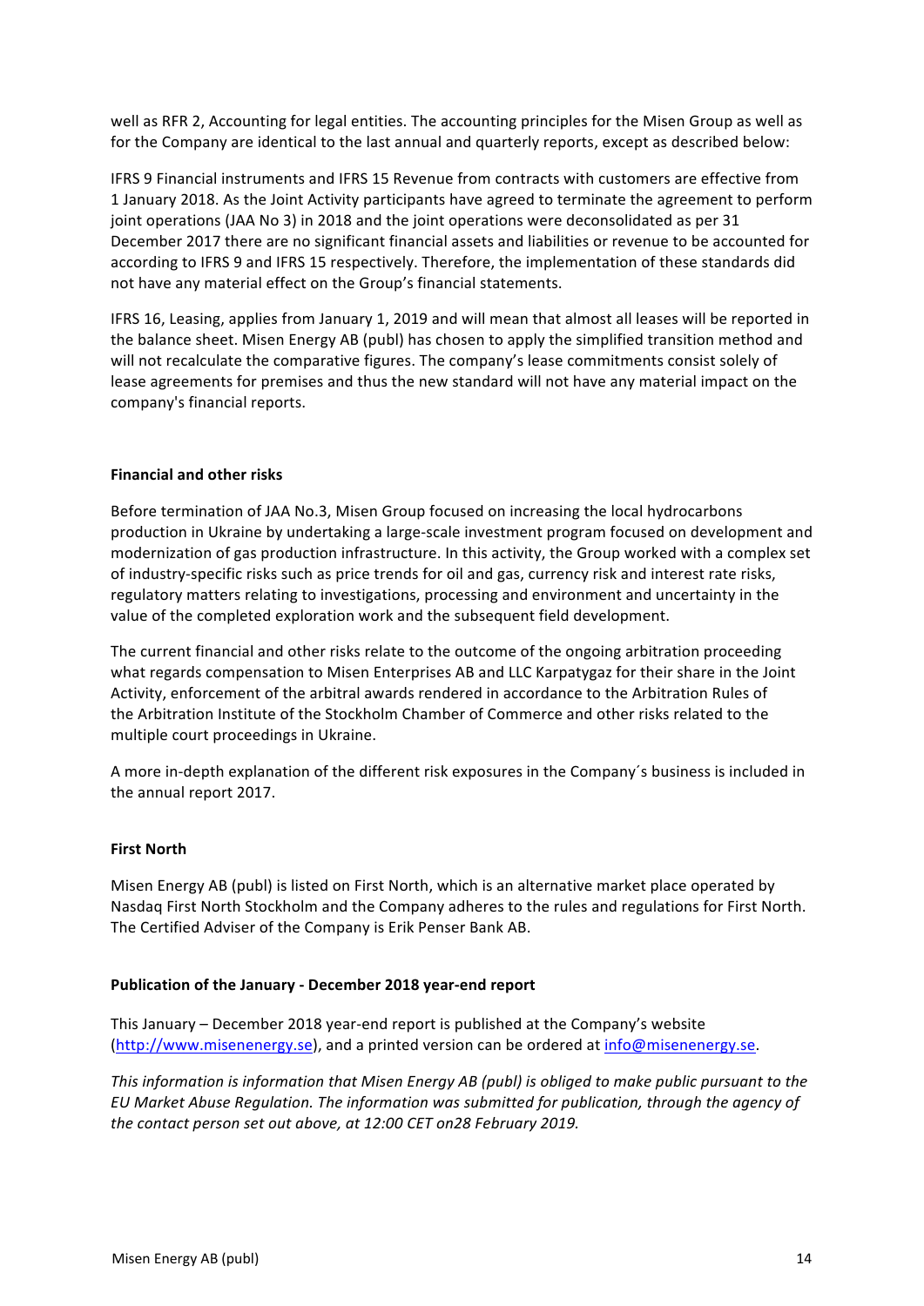well as RFR 2, Accounting for legal entities. The accounting principles for the Misen Group as well as for the Company are identical to the last annual and quarterly reports, except as described below:

IFRS 9 Financial instruments and IFRS 15 Revenue from contracts with customers are effective from 1 January 2018. As the Joint Activity participants have agreed to terminate the agreement to perform joint operations (JAA No 3) in 2018 and the joint operations were deconsolidated as per 31 December 2017 there are no significant financial assets and liabilities or revenue to be accounted for according to IFRS 9 and IFRS 15 respectively. Therefore, the implementation of these standards did not have any material effect on the Group's financial statements.

IFRS 16, Leasing, applies from January 1, 2019 and will mean that almost all leases will be reported in the balance sheet. Misen Energy AB (publ) has chosen to apply the simplified transition method and will not recalculate the comparative figures. The company's lease commitments consist solely of lease agreements for premises and thus the new standard will not have any material impact on the company's financial reports.

**Financial and other risks**

Before termination of JAA No.3, Misen Group focused on increasing the local hydrocarbons production in Ukraine by undertaking a large-scale investment program focused on development and modernization of gas production infrastructure. In this activity, the Group worked with a complex set of industry-specific risks such as price trends for oil and gas, currency risk and interest rate risks, regulatory matters relating to investigations, processing and environment and uncertainty in the value of the completed exploration work and the subsequent field development.

The current financial and other risks relate to the outcome of the ongoing arbitration proceeding what regards compensation to Misen Enterprises AB and LLC Karpatygaz for their share in the Joint Activity, enforcement of the arbitral awards rendered in accordance to the Arbitration Rules of the Arbitration Institute of the Stockholm Chamber of Commerce and other risks related to the multiple court proceedings in Ukraine.

A more in-depth explanation of the different risk exposures in the Company´s business is included in the annual report 2017.

**First North**

Misen Energy AB (publ) is listed on First North, which is an alternative market place operated by Nasdaq First North Stockholm and the Company adheres to the rules and regulations for First North. The Certified Adviser of the Company is Erik Penser Bank AB.

**Publication of the January - December 2018 year-end report**

This January – December 2018 year-end report is published at the Company's website (http://www.misenenergy.se), and a printed version can be ordered at info@misenenergy.se.

*This information is information that Misen Energy AB (publ) is obliged to make public pursuant to the EU Market Abuse Regulation. The information was submitted for publication, through the agency of the contact person set out above, at 12:00 CET on28 February 2019.*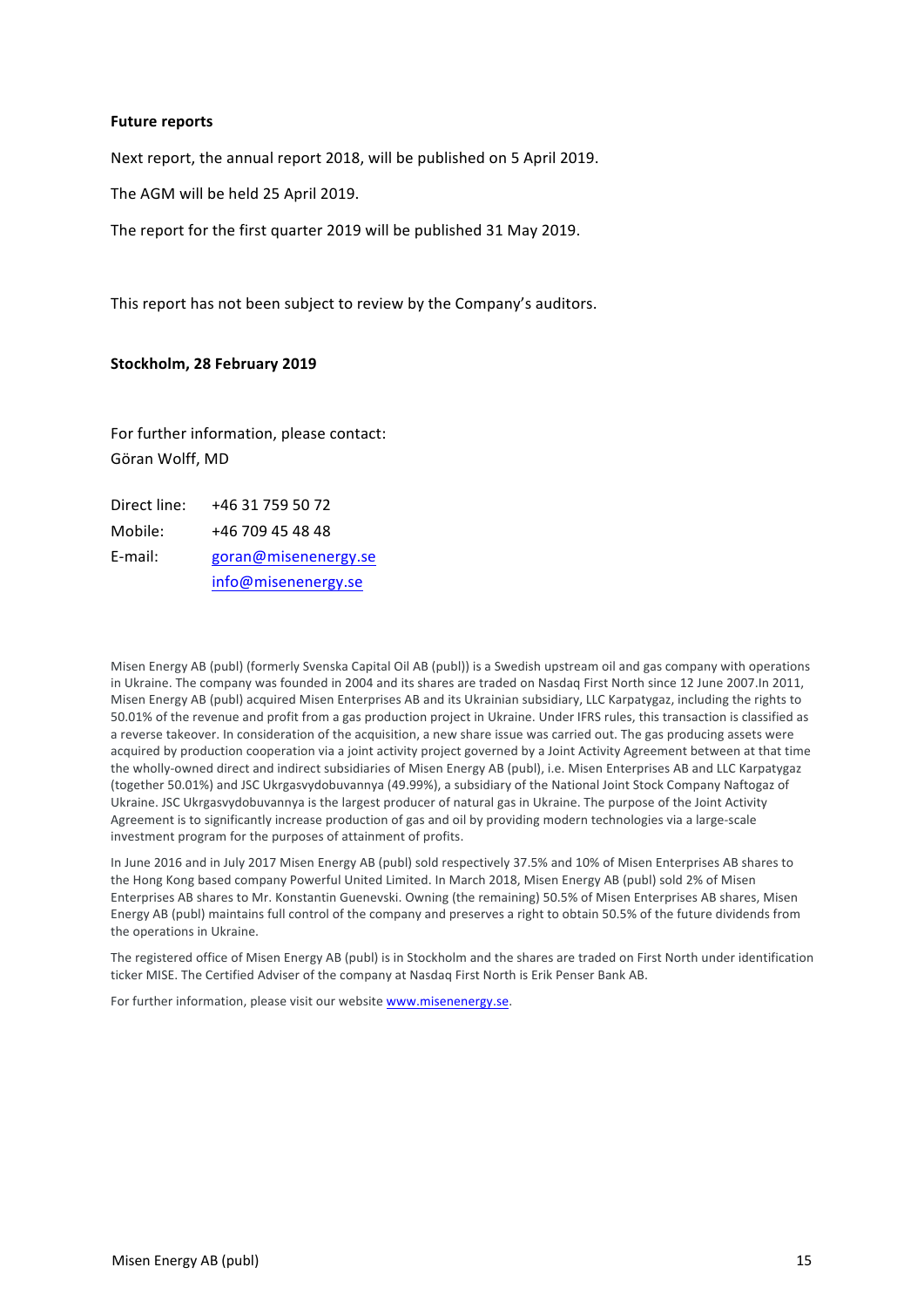**Future reports**

Next report, the annual report 2018, will be published on 5 April 2019.

The AGM will be held 25 April 2019.

The report for the first quarter 2019 will be published 31 May 2019.

This report has not been subject to review by the Company's auditors.

**Stockholm, 28 February 2019**

For further information, please contact:
Göran Wolff, MD

| | |
|---|---|
| Direct line: | +46 31 759 50 72 |
| Mobile: | +46 709 45 48 48 |
| E-mail: | goran@misenenergy.se |
| | info@misenenergy.se |

Misen Energy AB (publ) (formerly Svenska Capital Oil AB (publ)) is a Swedish upstream oil and gas company with operations in Ukraine. The company was founded in 2004 and its shares are traded on Nasdaq First North since 12 June 2007.In 2011, Misen Energy AB (publ) acquired Misen Enterprises AB and its Ukrainian subsidiary, LLC Karpatygaz, including the rights to 50.01% of the revenue and profit from a gas production project in Ukraine. Under IFRS rules, this transaction is classified as a reverse takeover. In consideration of the acquisition, a new share issue was carried out. The gas producing assets were acquired by production cooperation via a joint activity project governed by a Joint Activity Agreement between at that time the wholly-owned direct and indirect subsidiaries of Misen Energy AB (publ), i.e. Misen Enterprises AB and LLC Karpatygaz (together 50.01%) and JSC Ukrgasvydobuvannya (49.99%), a subsidiary of the National Joint Stock Company Naftogaz of Ukraine. JSC Ukrgasvydobuvannya is the largest producer of natural gas in Ukraine. The purpose of the Joint Activity Agreement is to significantly increase production of gas and oil by providing modern technologies via a large-scale investment program for the purposes of attainment of profits.

In June 2016 and in July 2017 Misen Energy AB (publ) sold respectively 37.5% and 10% of Misen Enterprises AB shares to the Hong Kong based company Powerful United Limited. In March 2018, Misen Energy AB (publ) sold 2% of Misen Enterprises AB shares to Mr. Konstantin Guenevski. Owning (the remaining) 50.5% of Misen Enterprises AB shares, Misen Energy AB (publ) maintains full control of the company and preserves a right to obtain 50.5% of the future dividends from the operations in Ukraine.

The registered office of Misen Energy AB (publ) is in Stockholm and the shares are traded on First North under identification ticker MISE. The Certified Adviser of the company at Nasdaq First North is Erik Penser Bank AB.

For further information, please visit our website www.misenenergy.se.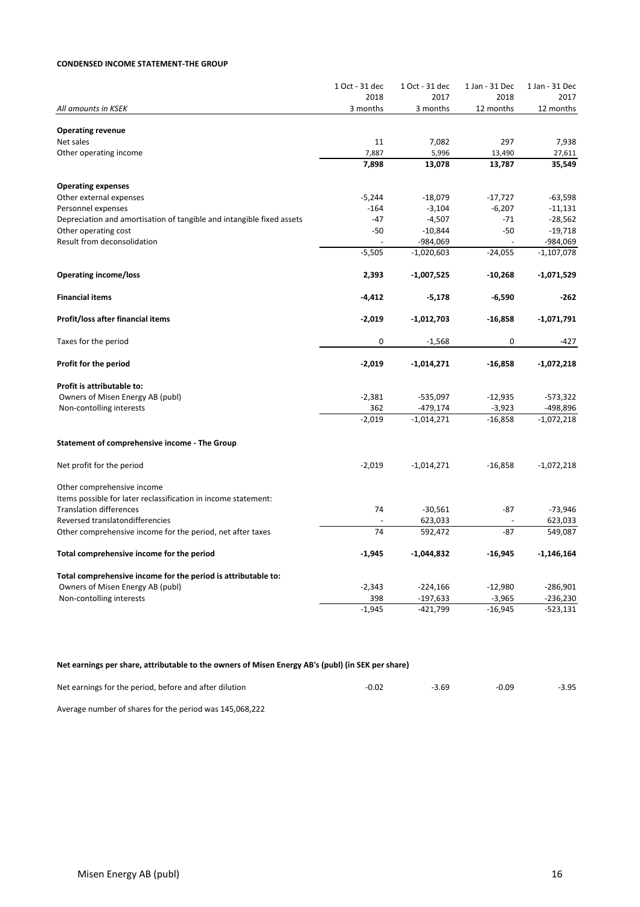**CONDENSED INCOME STATEMENT-THE GROUP**

| *All amounts in KSEK* | 1 Oct - 31 dec 2018 3 months | 1 Oct - 31 dec 2017 3 months | 1 Jan - 31 Dec 2018 12 months | 1 Jan - 31 Dec 2017 12 months |
|---|---|---|---|---|
| **Operating revenue** | | | | |
| Net sales | 11 | 7,082 | 297 | 7,938 |
| Other operating income | 7,887 | 5,996 | 13,490 | 27,611 |
| | **7,898** | **13,078** | **13,787** | **35,549** |
| **Operating expenses** | | | | |
| Other external expenses | -5,244 | -18,079 | -17,727 | -63,598 |
| Personnel expenses | -164 | -3,104 | -6,207 | -11,131 |
| Depreciation and amortisation of tangible and intangible fixed assets | -47 | -4,507 | -71 | -28,562 |
| Other operating cost | -50 | -10,844 | -50 | -19,718 |
| Result from deconsolidation | - | -984,069 | - | -984,069 |
| | -5,505 | -1,020,603 | -24,055 | -1,107,078 |
| **Operating income/loss** | **2,393** | **-1,007,525** | **-10,268** | **-1,071,529** |
| **Financial items** | **-4,412** | **-5,178** | **-6,590** | **-262** |
| **Profit/loss after financial items** | **-2,019** | **-1,012,703** | **-16,858** | **-1,071,791** |
| Taxes for the period | 0 | -1,568 | 0 | -427 |
| **Profit for the period** | **-2,019** | **-1,014,271** | **-16,858** | **-1,072,218** |
| **Profit is attributable to:** | | | | |
| Owners of Misen Energy AB (publ) | -2,381 | -535,097 | -12,935 | -573,322 |
| Non-contolling interests | 362 | -479,174 | -3,923 | -498,896 |
| | -2,019 | -1,014,271 | -16,858 | -1,072,218 |

**Statement of comprehensive income - The Group**

| | 1 Oct - 31 dec 2018 3 months | 1 Oct - 31 dec 2017 3 months | 1 Jan - 31 Dec 2018 12 months | 1 Jan - 31 Dec 2017 12 months |
|---|---|---|---|---|
| Net profit for the period | -2,019 | -1,014,271 | -16,858 | -1,072,218 |
| Other comprehensive income | | | | |
| Items possible for later reclassification in income statement: | | | | |
| Translation differences | 74 | -30,561 | -87 | -73,946 |
| Reversed translatondifferencies | - | 623,033 | - | 623,033 |
| Other comprehensive income for the period, net after taxes | 74 | 592,472 | -87 | 549,087 |
| **Total comprehensive income for the period** | **-1,945** | **-1,044,832** | **-16,945** | **-1,146,164** |
| **Total comprehensive income for the period is attributable to:** | | | | |
| Owners of Misen Energy AB (publ) | -2,343 | -224,166 | -12,980 | -286,901 |
| Non-contolling interests | 398 | -197,633 | -3,965 | -236,230 |
| | -1,945 | -421,799 | -16,945 | -523,131 |

**Net earnings per share, attributable to the owners of Misen Energy AB's (publ) (in SEK per share)**

| | | | | |
|---|---|---|---|---|
| Net earnings for the period, before and after dilution | -0.02 | -3.69 | -0.09 | -3.95 |

Average number of shares for the period was 145,068,222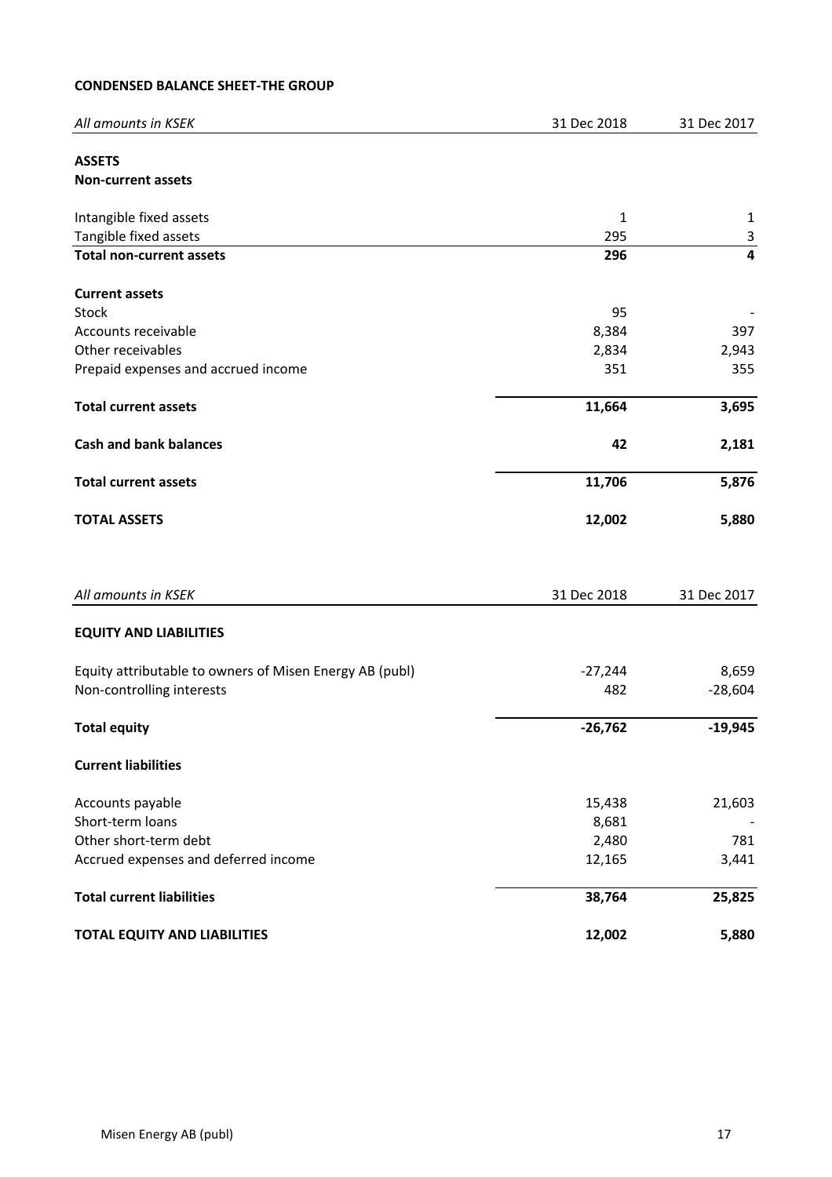**CONDENSED BALANCE SHEET-THE GROUP**

| *All amounts in KSEK* | 31 Dec 2018 | 31 Dec 2017 |
|---|---|---|
| **ASSETS** | | |
| **Non-current assets** | | |
| Intangible fixed assets | 1 | 1 |
| Tangible fixed assets | 295 | 3 |
| **Total non-current assets** | **296** | **4** |
| **Current assets** | | |
| Stock | 95 | - |
| Accounts receivable | 8,384 | 397 |
| Other receivables | 2,834 | 2,943 |
| Prepaid expenses and accrued income | 351 | 355 |
| **Total current assets** | **11,664** | **3,695** |
| **Cash and bank balances** | **42** | **2,181** |
| **Total current assets** | **11,706** | **5,876** |
| **TOTAL ASSETS** | **12,002** | **5,880** |

| *All amounts in KSEK* | 31 Dec 2018 | 31 Dec 2017 |
|---|---|---|
| **EQUITY AND LIABILITIES** | | |
| Equity attributable to owners of Misen Energy AB (publ) | -27,244 | 8,659 |
| Non-controlling interests | 482 | -28,604 |
| **Total equity** | **-26,762** | **-19,945** |
| **Current liabilities** | | |
| Accounts payable | 15,438 | 21,603 |
| Short-term loans | 8,681 | - |
| Other short-term debt | 2,480 | 781 |
| Accrued expenses and deferred income | 12,165 | 3,441 |
| **Total current liabilities** | **38,764** | **25,825** |
| **TOTAL EQUITY AND LIABILITIES** | **12,002** | **5,880** |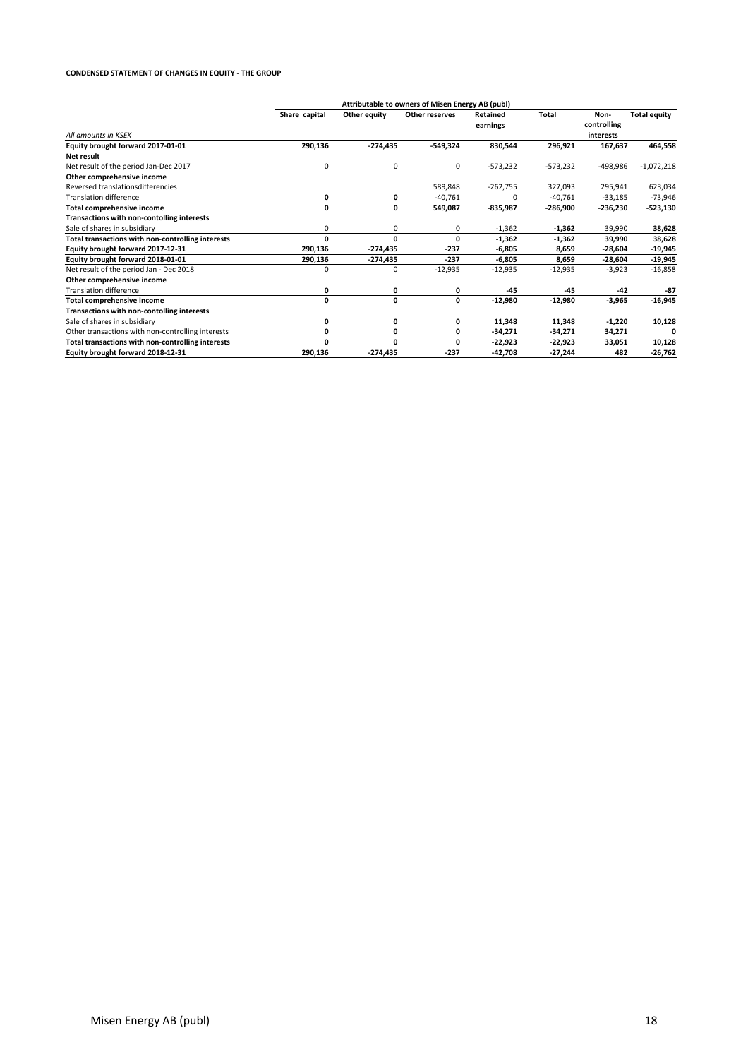**CONDENSED STATEMENT OF CHANGES IN EQUITY - THE GROUP**

| | Attributable to owners of Misen Energy AB (publ) | | | | | | |
|---|---|---|---|---|---|---|---|
| *All amounts in KSEK* | Share capital | Other equity | Other reserves | Retained earnings | Total | Non-controlling interests | Total equity |
| **Equity brought forward 2017-01-01** | **290,136** | **-274,435** | **-549,324** | **830,544** | **296,921** | **167,637** | **464,558** |
| **Net result** | | | | | | | |
| Net result of the period Jan-Dec 2017 | 0 | 0 | 0 | -573,232 | -573,232 | -498,986 | -1,072,218 |
| **Other comprehensive income** | | | | | | | |
| Reversed translationsdifferencies | | | 589,848 | -262,755 | 327,093 | 295,941 | 623,034 |
| Translation difference | **0** | **0** | -40,761 | 0 | -40,761 | -33,185 | -73,946 |
| **Total comprehensive income** | **0** | **0** | **549,087** | **-835,987** | **-286,900** | **-236,230** | **-523,130** |
| **Transactions with non-contolling interests** | | | | | | | |
| Sale of shares in subsidiary | 0 | 0 | 0 | -1,362 | **-1,362** | 39,990 | **38,628** |
| **Total transactions with non-controlling interests** | **0** | **0** | **0** | **-1,362** | **-1,362** | **39,990** | **38,628** |
| **Equity brought forward 2017-12-31** | **290,136** | **-274,435** | **-237** | **-6,805** | **8,659** | **-28,604** | **-19,945** |
| **Equity brought forward 2018-01-01** | **290,136** | **-274,435** | **-237** | **-6,805** | **8,659** | **-28,604** | **-19,945** |
| Net result of the period Jan - Dec 2018 | 0 | 0 | -12,935 | -12,935 | -12,935 | -3,923 | -16,858 |
| **Other comprehensive income** | | | | | | | |
| Translation difference | **0** | **0** | **0** | **-45** | **-45** | **-42** | **-87** |
| **Total comprehensive income** | **0** | **0** | **0** | **-12,980** | **-12,980** | **-3,965** | **-16,945** |
| **Transactions with non-contolling interests** | | | | | | | |
| Sale of shares in subsidiary | **0** | **0** | **0** | **11,348** | **11,348** | **-1,220** | **10,128** |
| Other transactions with non-controlling interests | **0** | **0** | **0** | **-34,271** | **-34,271** | **34,271** | **0** |
| **Total transactions with non-controlling interests** | **0** | **0** | **0** | **-22,923** | **-22,923** | **33,051** | **10,128** |
| **Equity brought forward 2018-12-31** | **290,136** | **-274,435** | **-237** | **-42,708** | **-27,244** | **482** | **-26,762** |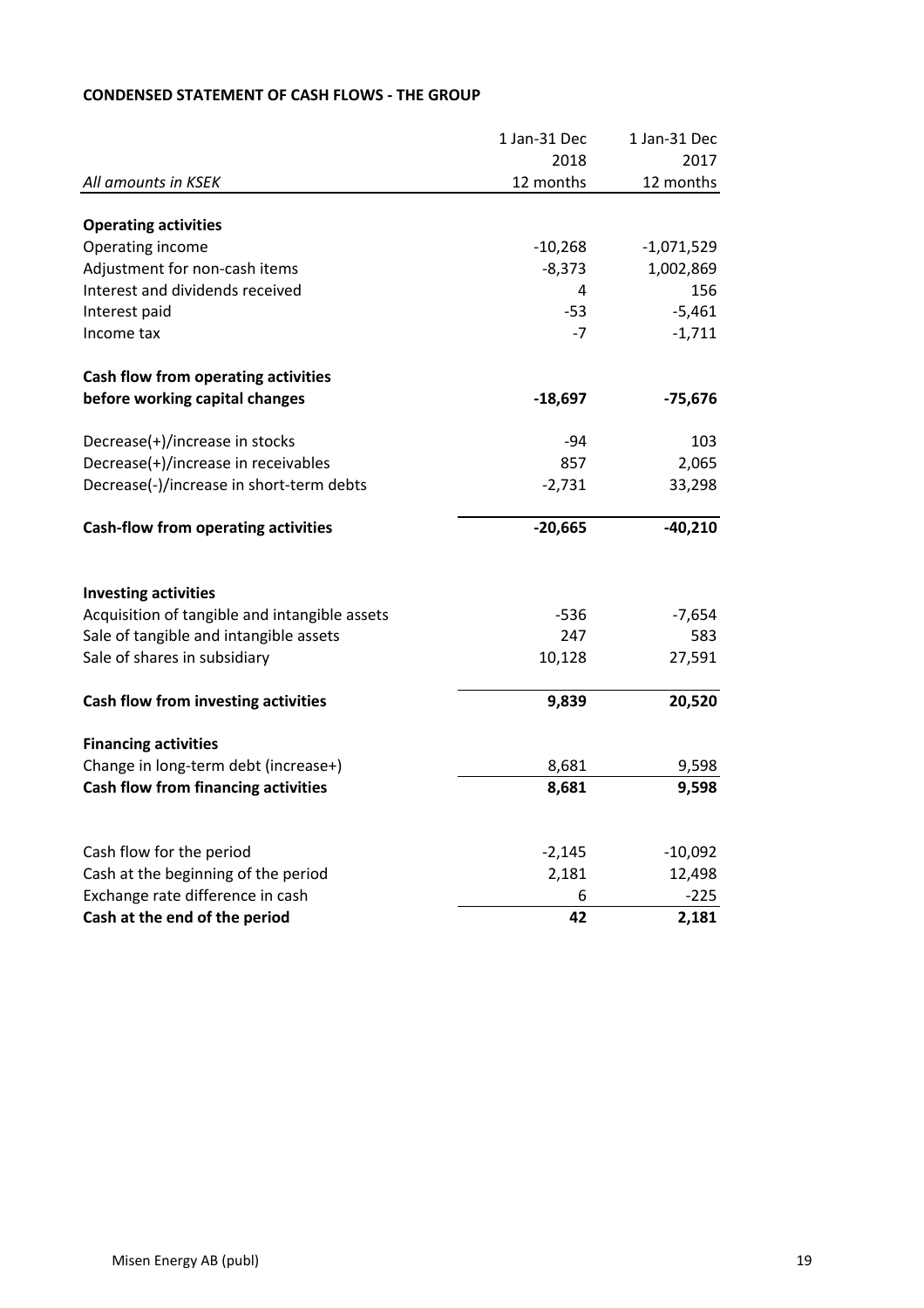**CONDENSED STATEMENT OF CASH FLOWS - THE GROUP**

| *All amounts in KSEK* | 1 Jan-31 Dec 2018 12 months | 1 Jan-31 Dec 2017 12 months |
|---|---|---|
| **Operating activities** | | |
| Operating income | -10,268 | -1,071,529 |
| Adjustment for non-cash items | -8,373 | 1,002,869 |
| Interest and dividends received | 4 | 156 |
| Interest paid | -53 | -5,461 |
| Income tax | -7 | -1,711 |
| **Cash flow from operating activities before working capital changes** | **-18,697** | **-75,676** |
| Decrease(+)/increase in stocks | -94 | 103 |
| Decrease(+)/increase in receivables | 857 | 2,065 |
| Decrease(-)/increase in short-term debts | -2,731 | 33,298 |
| **Cash-flow from operating activities** | **-20,665** | **-40,210** |
| **Investing activities** | | |
| Acquisition of tangible and intangible assets | -536 | -7,654 |
| Sale of tangible and intangible assets | 247 | 583 |
| Sale of shares in subsidiary | 10,128 | 27,591 |
| **Cash flow from investing activities** | **9,839** | **20,520** |
| **Financing activities** | | |
| Change in long-term debt (increase+) | 8,681 | 9,598 |
| **Cash flow from financing activities** | **8,681** | **9,598** |
| Cash flow for the period | -2,145 | -10,092 |
| Cash at the beginning of the period | 2,181 | 12,498 |
| Exchange rate difference in cash | 6 | -225 |
| **Cash at the end of the period** | **42** | **2,181** |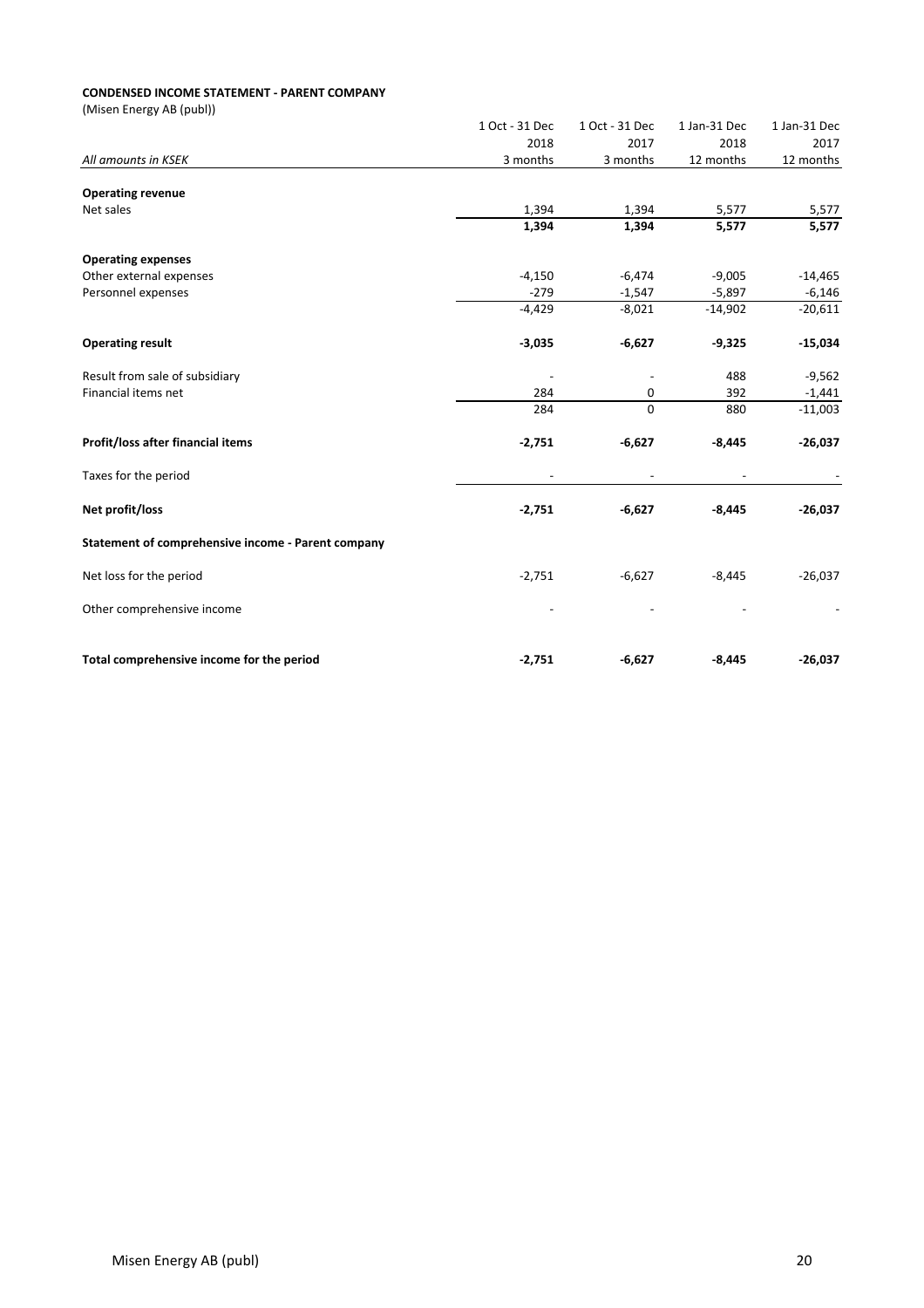**CONDENSED INCOME STATEMENT - PARENT COMPANY**

(Misen Energy AB (publ))

| All amounts in KSEK | 1 Oct - 31 Dec 2018 3 months | 1 Oct - 31 Dec 2017 3 months | 1 Jan-31 Dec 2018 12 months | 1 Jan-31 Dec 2017 12 months |
|---|---|---|---|---|
| **Operating revenue** | | | | |
| Net sales | 1,394 | 1,394 | 5,577 | 5,577 |
| | **1,394** | **1,394** | **5,577** | **5,577** |
| **Operating expenses** | | | | |
| Other external expenses | -4,150 | -6,474 | -9,005 | -14,465 |
| Personnel expenses | -279 | -1,547 | -5,897 | -6,146 |
| | -4,429 | -8,021 | -14,902 | -20,611 |
| **Operating result** | **-3,035** | **-6,627** | **-9,325** | **-15,034** |
| Result from sale of subsidiary | - | - | 488 | -9,562 |
| Financial items net | 284 | 0 | 392 | -1,441 |
| | 284 | 0 | 880 | -11,003 |
| **Profit/loss after financial items** | **-2,751** | **-6,627** | **-8,445** | **-26,037** |
| Taxes for the period | - | - | - | - |
| **Net profit/loss** | **-2,751** | **-6,627** | **-8,445** | **-26,037** |
| **Statement of comprehensive income - Parent company** | | | | |
| Net loss for the period | -2,751 | -6,627 | -8,445 | -26,037 |
| Other comprehensive income | - | - | - | - |
| **Total comprehensive income for the period** | **-2,751** | **-6,627** | **-8,445** | **-26,037** |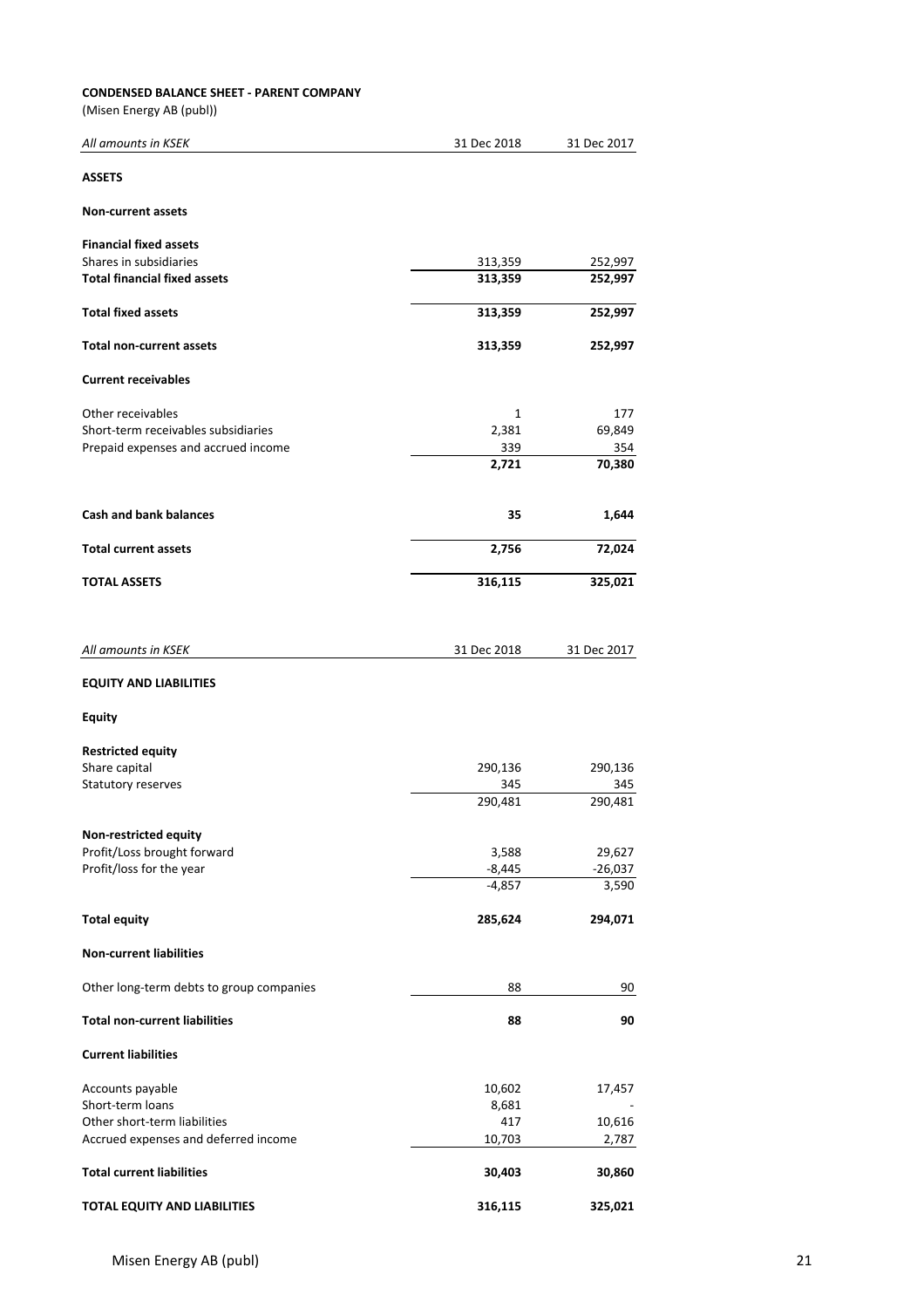**CONDENSED BALANCE SHEET - PARENT COMPANY**

(Misen Energy AB (publ))

| *All amounts in KSEK* | 31 Dec 2018 | 31 Dec 2017 |
|---|---|---|
| **ASSETS** | | |
| **Non-current assets** | | |
| **Financial fixed assets** | | |
| Shares in subsidiaries | 313,359 | 252,997 |
| **Total financial fixed assets** | **313,359** | **252,997** |
| **Total fixed assets** | **313,359** | **252,997** |
| **Total non-current assets** | **313,359** | **252,997** |
| **Current receivables** | | |
| Other receivables | 1 | 177 |
| Short-term receivables subsidiaries | 2,381 | 69,849 |
| Prepaid expenses and accrued income | 339 | 354 |
| | **2,721** | **70,380** |
| **Cash and bank balances** | **35** | **1,644** |
| **Total current assets** | **2,756** | **72,024** |
| **TOTAL ASSETS** | **316,115** | **325,021** |

| *All amounts in KSEK* | 31 Dec 2018 | 31 Dec 2017 |
|---|---|---|
| **EQUITY AND LIABILITIES** | | |
| **Equity** | | |
| **Restricted equity** | | |
| Share capital | 290,136 | 290,136 |
| Statutory reserves | 345 | 345 |
| | 290,481 | 290,481 |
| **Non-restricted equity** | | |
| Profit/Loss brought forward | 3,588 | 29,627 |
| Profit/loss for the year | -8,445 | -26,037 |
| | -4,857 | 3,590 |
| **Total equity** | **285,624** | **294,071** |
| **Non-current liabilities** | | |
| Other long-term debts to group companies | 88 | 90 |
| **Total non-current liabilities** | **88** | **90** |
| **Current liabilities** | | |
| Accounts payable | 10,602 | 17,457 |
| Short-term loans | 8,681 | - |
| Other short-term liabilities | 417 | 10,616 |
| Accrued expenses and deferred income | 10,703 | 2,787 |
| **Total current liabilities** | **30,403** | **30,860** |
| **TOTAL EQUITY AND LIABILITIES** | **316,115** | **325,021** |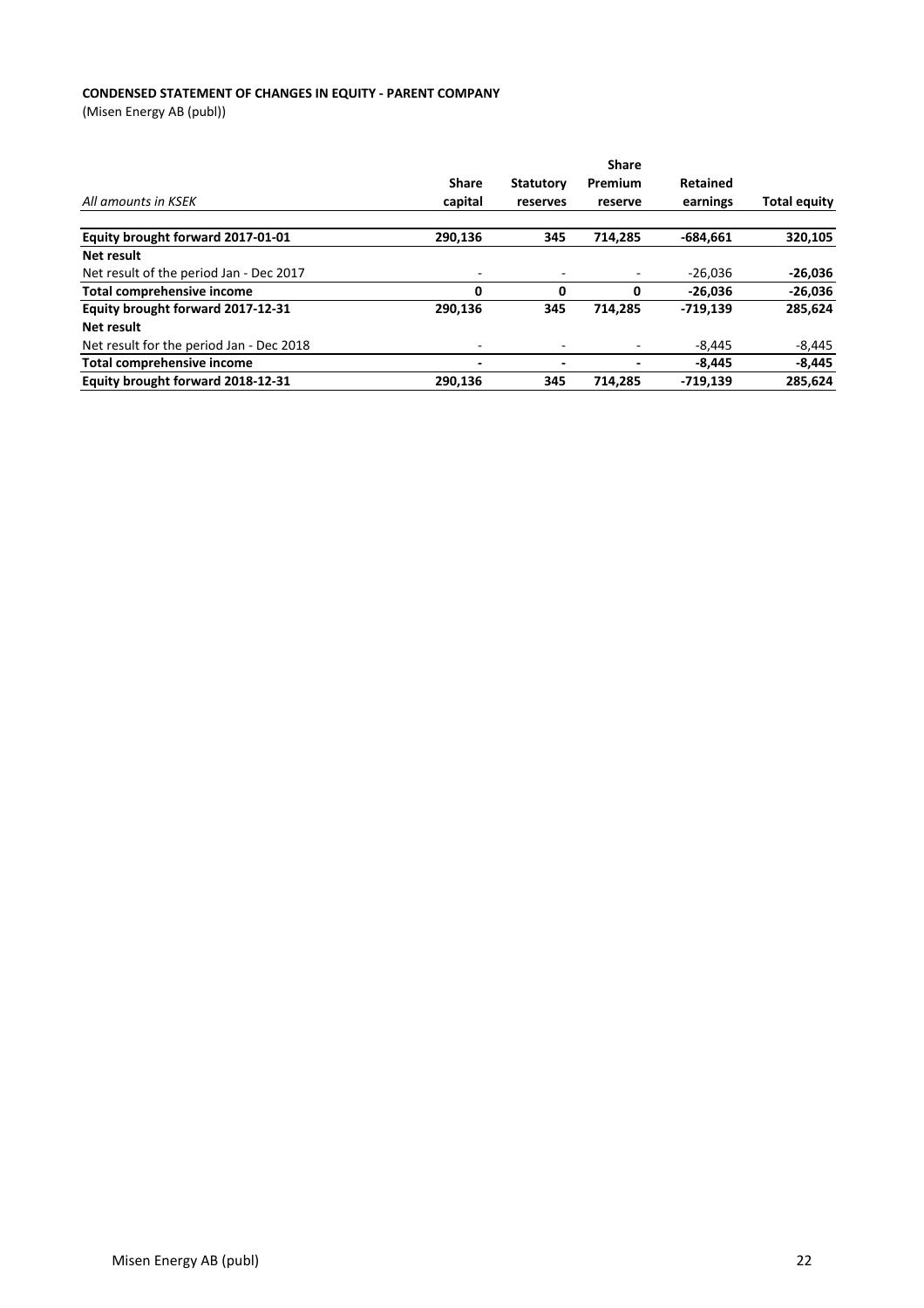**CONDENSED STATEMENT OF CHANGES IN EQUITY - PARENT COMPANY**

(Misen Energy AB (publ))

| *All amounts in KSEK* | Share capital | Statutory reserves | Share Premium reserve | Retained earnings | Total equity |
|---|---|---|---|---|---|
| **Equity brought forward 2017-01-01** | **290,136** | **345** | **714,285** | **-684,661** | **320,105** |
| **Net result** | | | | | |
| Net result of the period Jan - Dec 2017 | - | - | - | -26,036 | **-26,036** |
| **Total comprehensive income** | **0** | **0** | **0** | **-26,036** | **-26,036** |
| **Equity brought forward 2017-12-31** | **290,136** | **345** | **714,285** | **-719,139** | **285,624** |
| **Net result** | | | | | |
| Net result for the period Jan - Dec 2018 | - | - | - | -8,445 | -8,445 |
| **Total comprehensive income** | **-** | **-** | **-** | **-8,445** | **-8,445** |
| **Equity brought forward 2018-12-31** | **290,136** | **345** | **714,285** | **-719,139** | **285,624** |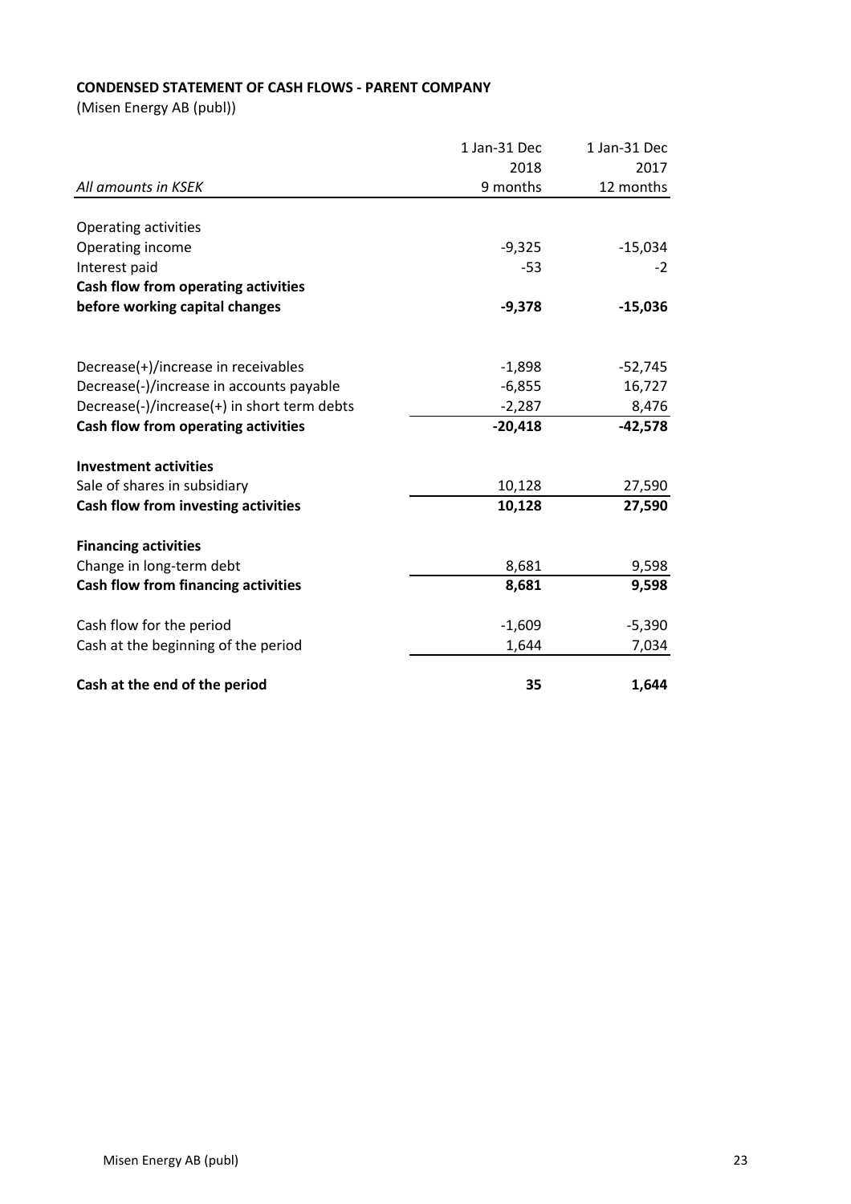**CONDENSED STATEMENT OF CASH FLOWS - PARENT COMPANY**

(Misen Energy AB (publ))

| *All amounts in KSEK* | 1 Jan-31 Dec 2018 9 months | 1 Jan-31 Dec 2017 12 months |
|---|---|---|
| Operating activities | | |
| Operating income | -9,325 | -15,034 |
| Interest paid | -53 | -2 |
| **Cash flow from operating activities before working capital changes** | **-9,378** | **-15,036** |
| | | |
| Decrease(+)/increase in receivables | -1,898 | -52,745 |
| Decrease(-)/increase in accounts payable | -6,855 | 16,727 |
| Decrease(-)/increase(+) in short term debts | -2,287 | 8,476 |
| **Cash flow from operating activities** | **-20,418** | **-42,578** |
| | | |
| **Investment activities** | | |
| Sale of shares in subsidiary | 10,128 | 27,590 |
| **Cash flow from investing activities** | **10,128** | **27,590** |
| | | |
| **Financing activities** | | |
| Change in long-term debt | 8,681 | 9,598 |
| **Cash flow from financing activities** | **8,681** | **9,598** |
| | | |
| Cash flow for the period | -1,609 | -5,390 |
| Cash at the beginning of the period | 1,644 | 7,034 |
| | | |
| **Cash at the end of the period** | **35** | **1,644** |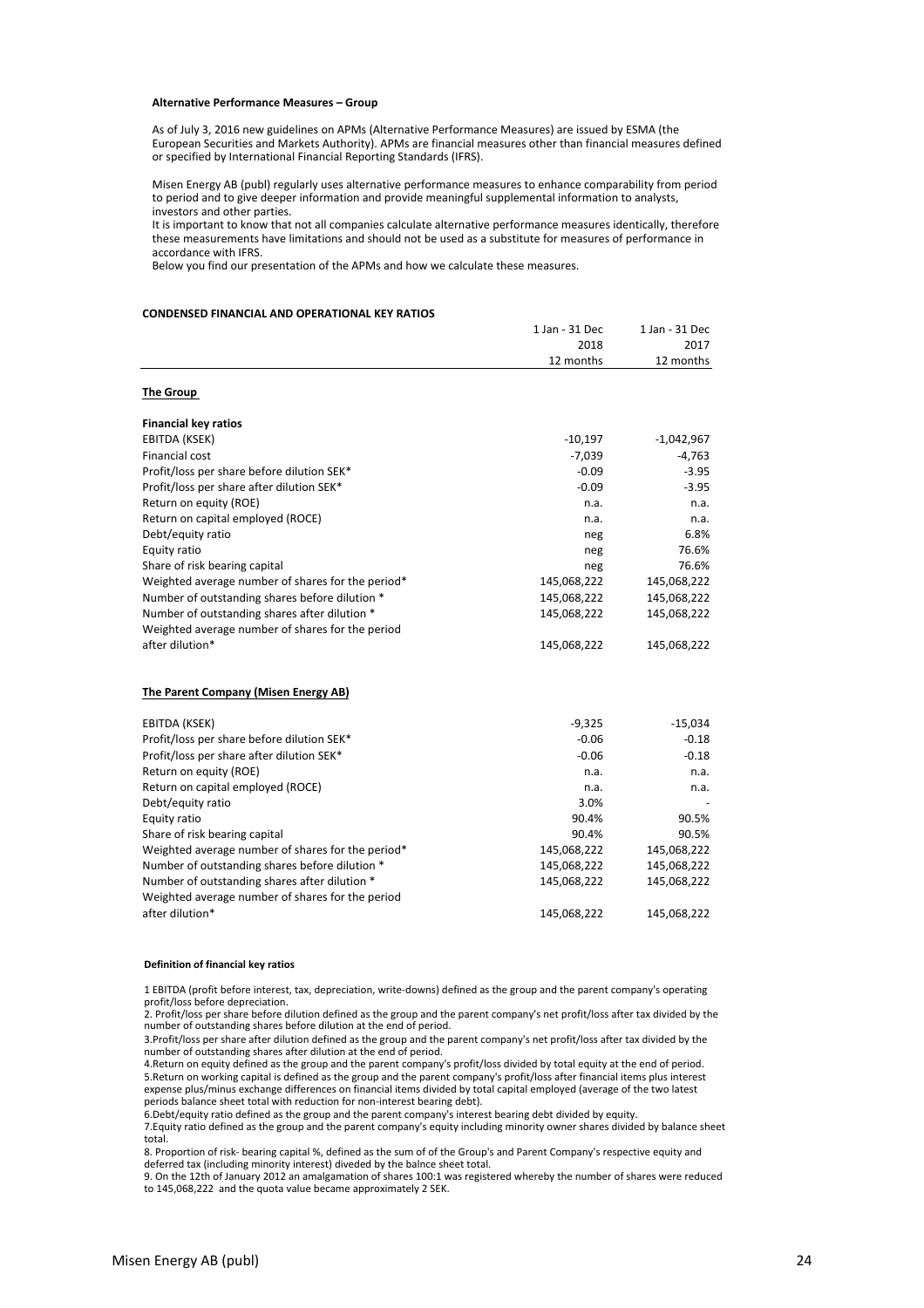**Alternative Performance Measures – Group**

As of July 3, 2016 new guidelines on APMs (Alternative Performance Measures) are issued by ESMA (the European Securities and Markets Authority). APMs are financial measures other than financial measures defined or specified by International Financial Reporting Standards (IFRS).

Misen Energy AB (publ) regularly uses alternative performance measures to enhance comparability from period to period and to give deeper information and provide meaningful supplemental information to analysts, investors and other parties.
It is important to know that not all companies calculate alternative performance measures identically, therefore these measurements have limitations and should not be used as a substitute for measures of performance in accordance with IFRS.
Below you find our presentation of the APMs and how we calculate these measures.

**CONDENSED FINANCIAL AND OPERATIONAL KEY RATIOS**

| | 1 Jan - 31 Dec 2018 12 months | 1 Jan - 31 Dec 2017 12 months |
|---|---|---|
| **The Group** | | |
| **Financial key ratios** | | |
| EBITDA (KSEK) | -10,197 | -1,042,967 |
| Financial cost | -7,039 | -4,763 |
| Profit/loss per share before dilution SEK* | -0.09 | -3.95 |
| Profit/loss per share after dilution SEK* | -0.09 | -3.95 |
| Return on equity (ROE) | n.a. | n.a. |
| Return on capital employed (ROCE) | n.a. | n.a. |
| Debt/equity ratio | neg | 6.8% |
| Equity ratio | neg | 76.6% |
| Share of risk bearing capital | neg | 76.6% |
| Weighted average number of shares for the period* | 145,068,222 | 145,068,222 |
| Number of outstanding shares before dilution * | 145,068,222 | 145,068,222 |
| Number of outstanding shares after dilution * | 145,068,222 | 145,068,222 |
| Weighted average number of shares for the period after dilution* | 145,068,222 | 145,068,222 |
| **The Parent Company (Misen Energy AB)** | | |
| EBITDA (KSEK) | -9,325 | -15,034 |
| Profit/loss per share before dilution SEK* | -0.06 | -0.18 |
| Profit/loss per share after dilution SEK* | -0.06 | -0.18 |
| Return on equity (ROE) | n.a. | n.a. |
| Return on capital employed (ROCE) | n.a. | n.a. |
| Debt/equity ratio | 3.0% | - |
| Equity ratio | 90.4% | 90.5% |
| Share of risk bearing capital | 90.4% | 90.5% |
| Weighted average number of shares for the period* | 145,068,222 | 145,068,222 |
| Number of outstanding shares before dilution * | 145,068,222 | 145,068,222 |
| Number of outstanding shares after dilution * | 145,068,222 | 145,068,222 |
| Weighted average number of shares for the period after dilution* | 145,068,222 | 145,068,222 |

**Definition of financial key ratios**

1 EBITDA (profit before interest, tax, depreciation, write-downs) defined as the group and the parent company's operating profit/loss before depreciation.
2. Profit/loss per share before dilution defined as the group and the parent company's net profit/loss after tax divided by the number of outstanding shares before dilution at the end of period.
3.Profit/loss per share after dilution defined as the group and the parent company's net profit/loss after tax divided by the number of outstanding shares after dilution at the end of period.
4.Return on equity defined as the group and the parent company's profit/loss divided by total equity at the end of period.
5.Return on working capital is defined as the group and the parent company's profit/loss after financial items plus interest expense plus/minus exchange differences on financial items divided by total capital employed (average of the two latest periods balance sheet total with reduction for non-interest bearing debt).
6.Debt/equity ratio defined as the group and the parent company's interest bearing debt divided by equity.
7.Equity ratio defined as the group and the parent company's equity including minority owner shares divided by balance sheet total.
8. Proportion of risk- bearing capital %, defined as the sum of of the Group's and Parent Company's respective equity and deferred tax (including minority interest) diveded by the balnce sheet total.
9. On the 12th of January 2012 an amalgamation of shares 100:1 was registered whereby the number of shares were reduced to 145,068,222 and the quota value became approximately 2 SEK.